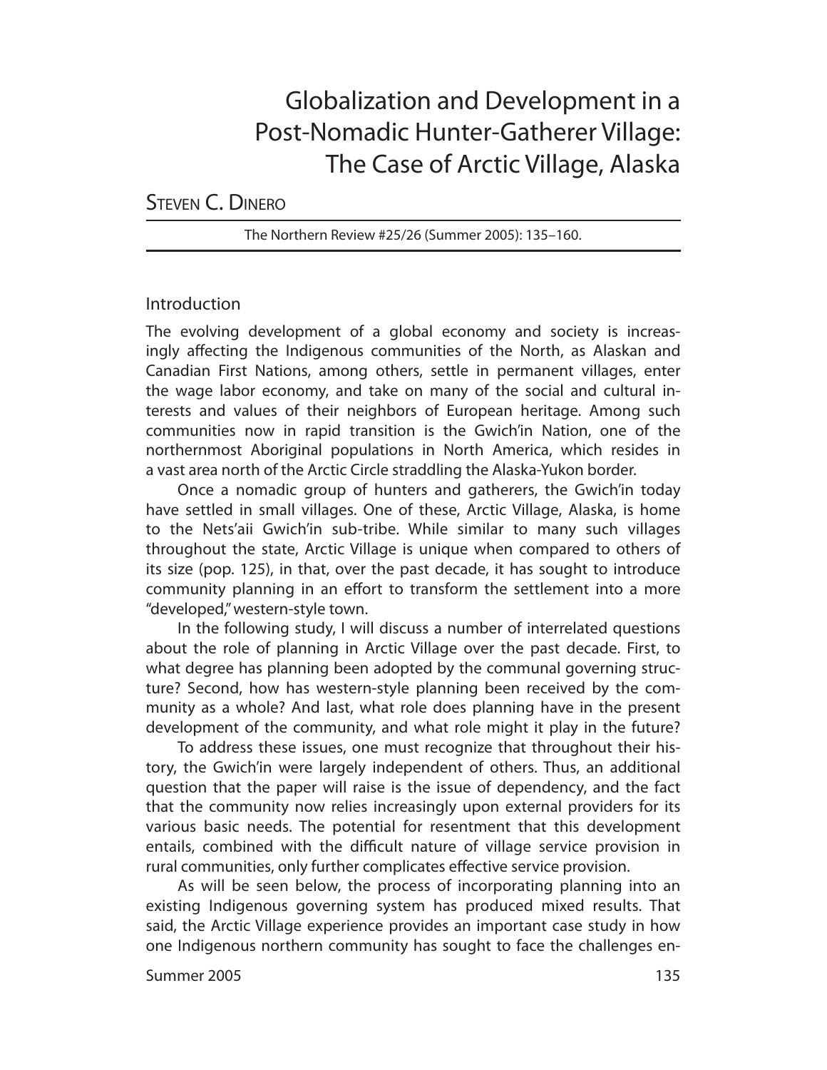# Globalization and Development in a Post-Nomadic Hunter-Gatherer Village: The Case of Arctic Village, Alaska

Steven C. Dinero

The Northern Review #25/26 (Summer 2005): 135–160.

## Introduction

The evolving development of a global economy and society is increasingly affecting the Indigenous communities of the North, as Alaskan and Canadian First Nations, among others, settle in permanent villages, enter the wage labor economy, and take on many of the social and cultural interests and values of their neighbors of European heritage. Among such communities now in rapid transition is the Gwich'in Nation, one of the northernmost Aboriginal populations in North America, which resides in a vast area north of the Arctic Circle straddling the Alaska-Yukon border.

Once a nomadic group of hunters and gatherers, the Gwich'in today have settled in small villages. One of these, Arctic Village, Alaska, is home to the Nets'aii Gwich'in sub-tribe. While similar to many such villages throughout the state, Arctic Village is unique when compared to others of its size (pop. 125), in that, over the past decade, it has sought to introduce community planning in an effort to transform the settlement into a more "developed," western-style town.

In the following study, I will discuss a number of interrelated questions about the role of planning in Arctic Village over the past decade. First, to what degree has planning been adopted by the communal governing structure? Second, how has western-style planning been received by the community as a whole? And last, what role does planning have in the present development of the community, and what role might it play in the future?

To address these issues, one must recognize that throughout their history, the Gwich'in were largely independent of others. Thus, an additional question that the paper will raise is the issue of dependency, and the fact that the community now relies increasingly upon external providers for its various basic needs. The potential for resentment that this development entails, combined with the difficult nature of village service provision in rural communities, only further complicates effective service provision.

As will be seen below, the process of incorporating planning into an existing Indigenous governing system has produced mixed results. That said, the Arctic Village experience provides an important case study in how one Indigenous northern community has sought to face the challenges en-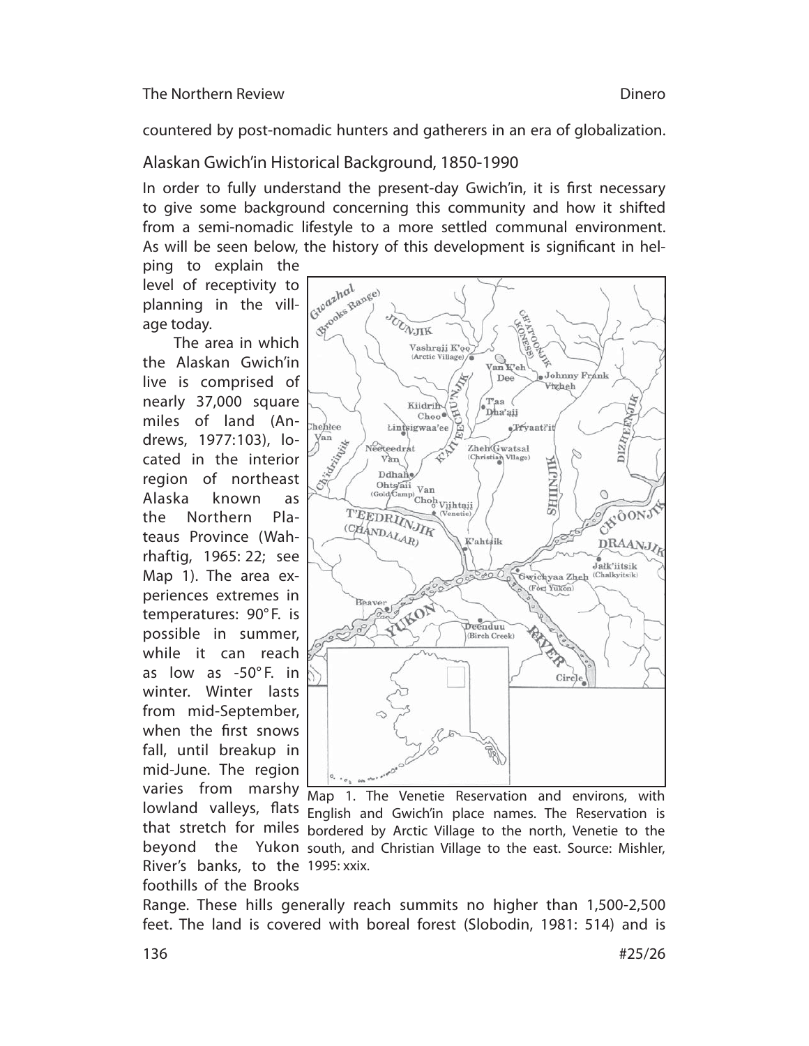countered by post-nomadic hunters and gatherers in an era of globalization.

## Alaskan Gwich'in Historical Background, 1850-1990

In order to fully understand the present-day Gwich'in, it is first necessary to give some background concerning this community and how it shifted from a semi-nomadic lifestyle to a more settled communal environment. As will be seen below, the history of this development is significant in helping to explain the level of receptivity to planning in the village today.

The area in which the Alaskan Gwich'in live is comprised of nearly 37,000 square miles of land (Andrews, 1977:103), located in the interior region of northeast Alaska known as the Northern Plateaus Province (Wahrhaftig, 1965: 22; see Map 1). The area experiences extremes in temperatures: 90° F. is possible in summer, while it can reach as low as -50° F. in winter. Winter lasts from mid-September, when the first snows fall, until breakup in mid-June. The region varies from marshy lowland valleys, flats that stretch for miles beyond the Yukon River's banks, to the foothills of the Brooks Range. These hills generally reach summits no higher than 1,500-2,500 feet. The land is covered with boreal forest (Slobodin, 1981: 514) and is

Map 1. The Venetie Reservation and environs, with English and Gwich'in place names. The Reservation is bordered by Arctic Village to the north, Venetie to the south, and Christian Village to the east. Source: Mishler, 1995: xxix.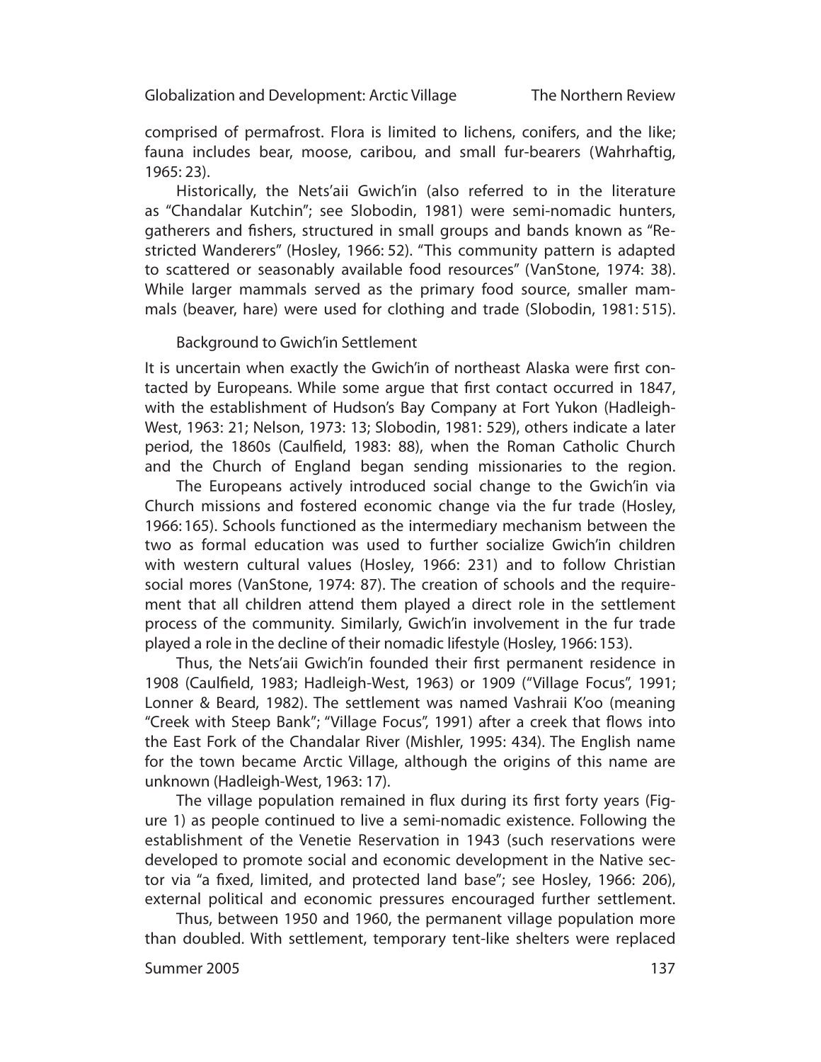comprised of permafrost. Flora is limited to lichens, conifers, and the like; fauna includes bear, moose, caribou, and small fur-bearers (Wahrhaftig, 1965: 23).

Historically, the Nets'aii Gwich'in (also referred to in the literature as "Chandalar Kutchin"; see Slobodin, 1981) were semi-nomadic hunters, gatherers and fishers, structured in small groups and bands known as "Restricted Wanderers" (Hosley, 1966: 52). "This community pattern is adapted to scattered or seasonably available food resources" (VanStone, 1974: 38). While larger mammals served as the primary food source, smaller mammals (beaver, hare) were used for clothing and trade (Slobodin, 1981: 515).

## Background to Gwich'in Settlement

It is uncertain when exactly the Gwich'in of northeast Alaska were first contacted by Europeans. While some argue that first contact occurred in 1847, with the establishment of Hudson's Bay Company at Fort Yukon (Hadleigh-West, 1963: 21; Nelson, 1973: 13; Slobodin, 1981: 529), others indicate a later period, the 1860s (Caulfield, 1983: 88), when the Roman Catholic Church and the Church of England began sending missionaries to the region.

The Europeans actively introduced social change to the Gwich'in via Church missions and fostered economic change via the fur trade (Hosley, 1966: 165). Schools functioned as the intermediary mechanism between the two as formal education was used to further socialize Gwich'in children with western cultural values (Hosley, 1966: 231) and to follow Christian social mores (VanStone, 1974: 87). The creation of schools and the requirement that all children attend them played a direct role in the settlement process of the community. Similarly, Gwich'in involvement in the fur trade played a role in the decline of their nomadic lifestyle (Hosley, 1966: 153).

Thus, the Nets'aii Gwich'in founded their first permanent residence in 1908 (Caulfield, 1983; Hadleigh-West, 1963) or 1909 ("Village Focus", 1991; Lonner & Beard, 1982). The settlement was named Vashraii K'oo (meaning "Creek with Steep Bank"; "Village Focus", 1991) after a creek that flows into the East Fork of the Chandalar River (Mishler, 1995: 434). The English name for the town became Arctic Village, although the origins of this name are unknown (Hadleigh-West, 1963: 17).

The village population remained in flux during its first forty years (Figure 1) as people continued to live a semi-nomadic existence. Following the establishment of the Venetie Reservation in 1943 (such reservations were developed to promote social and economic development in the Native sector via "a fixed, limited, and protected land base"; see Hosley, 1966: 206), external political and economic pressures encouraged further settlement.

Thus, between 1950 and 1960, the permanent village population more than doubled. With settlement, temporary tent-like shelters were replaced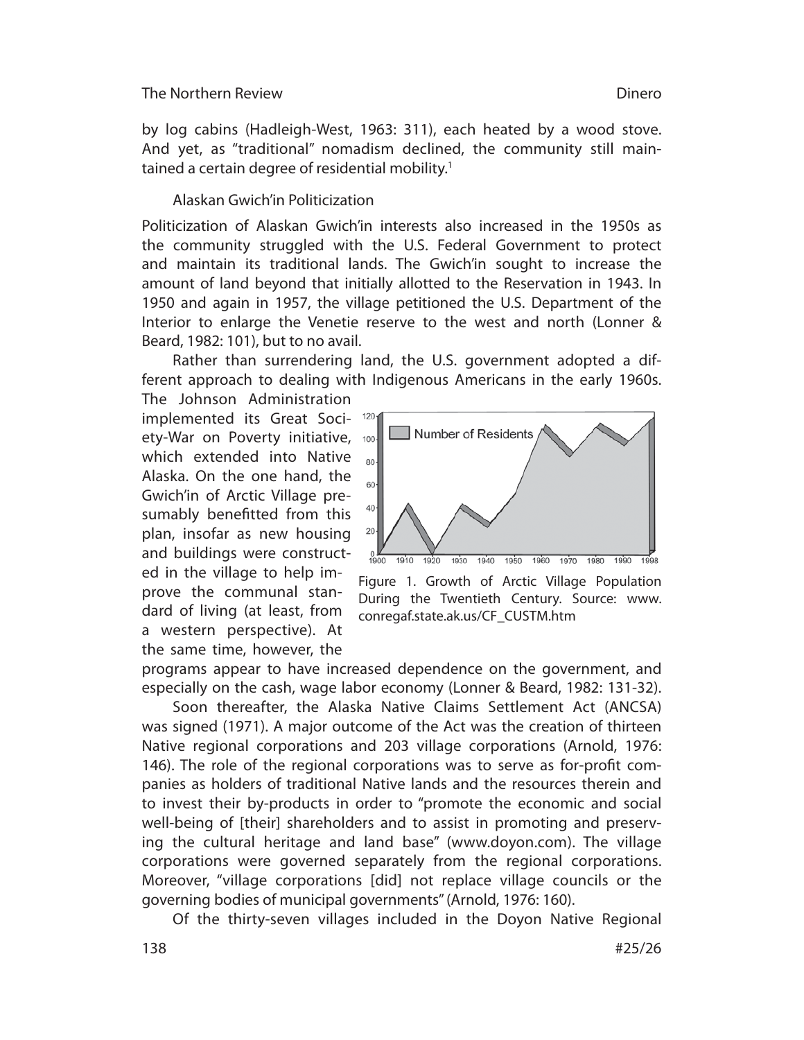by log cabins (Hadleigh-West, 1963: 311), each heated by a wood stove. And yet, as "traditional" nomadism declined, the community still maintained a certain degree of residential mobility.[1]

## Alaskan Gwich'in Politicization

Politicization of Alaskan Gwich'in interests also increased in the 1950s as the community struggled with the U.S. Federal Government to protect and maintain its traditional lands. The Gwich'in sought to increase the amount of land beyond that initially allotted to the Reservation in 1943. In 1950 and again in 1957, the village petitioned the U.S. Department of the Interior to enlarge the Venetie reserve to the west and north (Lonner & Beard, 1982: 101), but to no avail.

Rather than surrendering land, the U.S. government adopted a different approach to dealing with Indigenous Americans in the early 1960s. The Johnson Administration implemented its Great Society-War on Poverty initiative, which extended into Native Alaska. On the one hand, the Gwich'in of Arctic Village presumably benefitted from this plan, insofar as new housing and buildings were constructed in the village to help improve the communal standard of living (at least, from a western perspective). At the same time, however, the programs appear to have increased dependence on the government, and especially on the cash, wage labor economy (Lonner & Beard, 1982: 131-32).

Figure 1. Growth of Arctic Village Population During the Twentieth Century. Source: www.conregaf.state.ak.us/CF_CUSTM.htm

Soon thereafter, the Alaska Native Claims Settlement Act (ANCSA) was signed (1971). A major outcome of the Act was the creation of thirteen Native regional corporations and 203 village corporations (Arnold, 1976: 146). The role of the regional corporations was to serve as for-profit companies as holders of traditional Native lands and the resources therein and to invest their by-products in order to "promote the economic and social well-being of [their] shareholders and to assist in promoting and preserving the cultural heritage and land base" (www.doyon.com). The village corporations were governed separately from the regional corporations. Moreover, "village corporations [did] not replace village councils or the governing bodies of municipal governments" (Arnold, 1976: 160).

Of the thirty-seven villages included in the Doyon Native Regional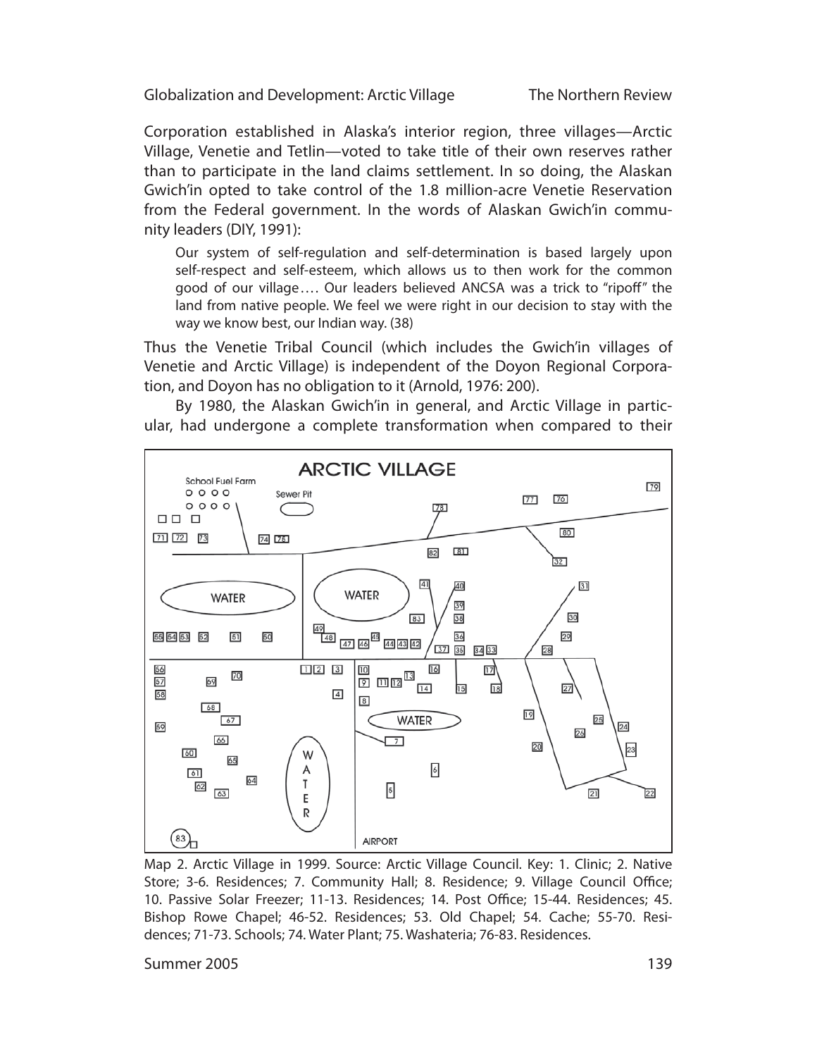Corporation established in Alaska's interior region, three villages—Arctic Village, Venetie and Tetlin—voted to take title of their own reserves rather than to participate in the land claims settlement. In so doing, the Alaskan Gwich'in opted to take control of the 1.8 million-acre Venetie Reservation from the Federal government. In the words of Alaskan Gwich'in community leaders (DIY, 1991):

> Our system of self-regulation and self-determination is based largely upon self-respect and self-esteem, which allows us to then work for the common good of our village…. Our leaders believed ANCSA was a trick to "ripoff" the land from native people. We feel we were right in our decision to stay with the way we know best, our Indian way. (38)

Thus the Venetie Tribal Council (which includes the Gwich'in villages of Venetie and Arctic Village) is independent of the Doyon Regional Corporation, and Doyon has no obligation to it (Arnold, 1976: 200).

By 1980, the Alaskan Gwich'in in general, and Arctic Village in particular, had undergone a complete transformation when compared to their

Map 2. Arctic Village in 1999. Source: Arctic Village Council. Key: 1. Clinic; 2. Native Store; 3-6. Residences; 7. Community Hall; 8. Residence; 9. Village Council Office; 10. Passive Solar Freezer; 11-13. Residences; 14. Post Office; 15-44. Residences; 45. Bishop Rowe Chapel; 46-52. Residences; 53. Old Chapel; 54. Cache; 55-70. Residences; 71-73. Schools; 74. Water Plant; 75. Washateria; 76-83. Residences.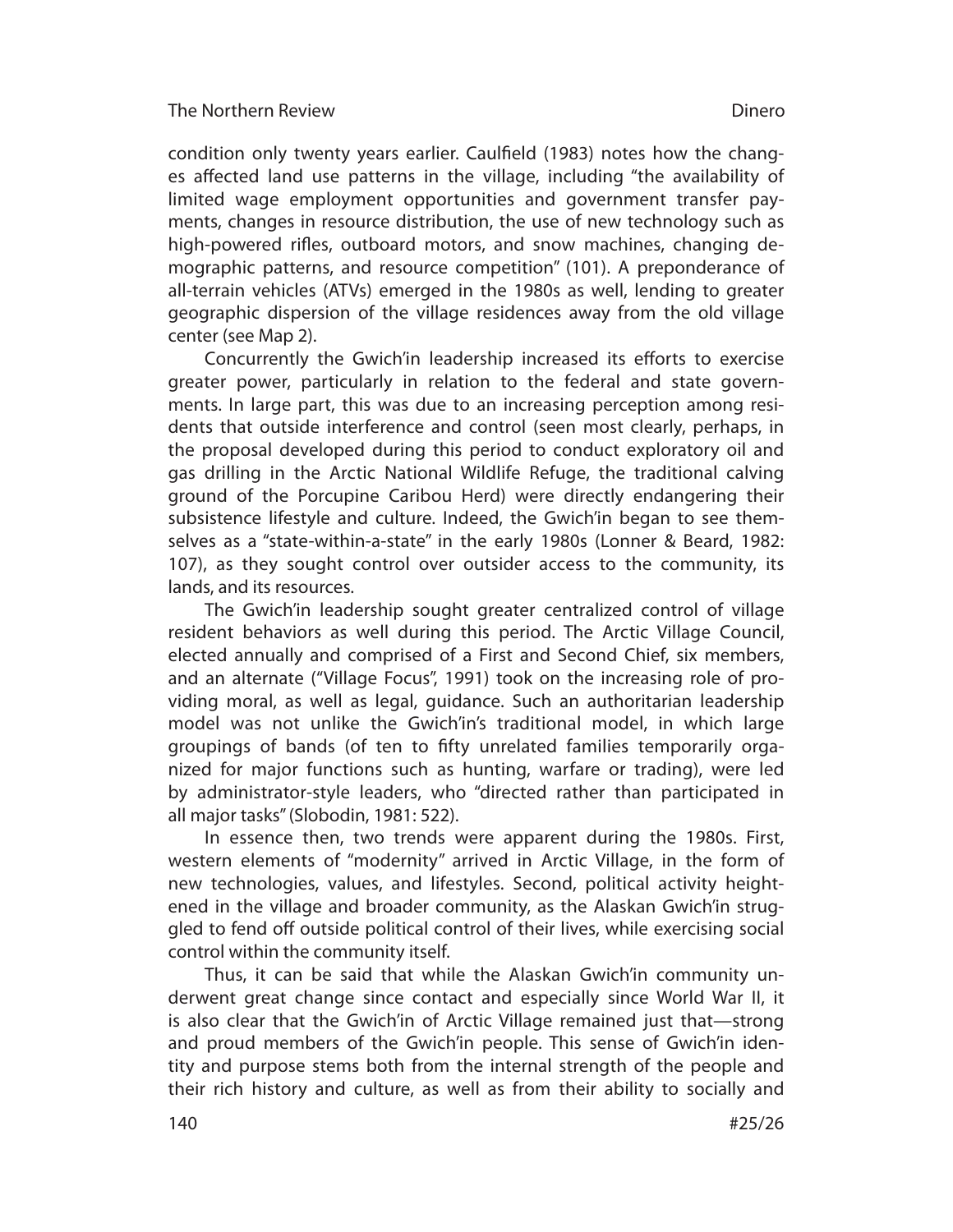condition only twenty years earlier. Caulfield (1983) notes how the changes affected land use patterns in the village, including "the availability of limited wage employment opportunities and government transfer payments, changes in resource distribution, the use of new technology such as high-powered rifles, outboard motors, and snow machines, changing demographic patterns, and resource competition" (101). A preponderance of all-terrain vehicles (ATVs) emerged in the 1980s as well, lending to greater geographic dispersion of the village residences away from the old village center (see Map 2).

Concurrently the Gwich'in leadership increased its efforts to exercise greater power, particularly in relation to the federal and state governments. In large part, this was due to an increasing perception among residents that outside interference and control (seen most clearly, perhaps, in the proposal developed during this period to conduct exploratory oil and gas drilling in the Arctic National Wildlife Refuge, the traditional calving ground of the Porcupine Caribou Herd) were directly endangering their subsistence lifestyle and culture. Indeed, the Gwich'in began to see themselves as a "state-within-a-state" in the early 1980s (Lonner & Beard, 1982: 107), as they sought control over outsider access to the community, its lands, and its resources.

The Gwich'in leadership sought greater centralized control of village resident behaviors as well during this period. The Arctic Village Council, elected annually and comprised of a First and Second Chief, six members, and an alternate ("Village Focus", 1991) took on the increasing role of providing moral, as well as legal, guidance. Such an authoritarian leadership model was not unlike the Gwich'in's traditional model, in which large groupings of bands (of ten to fifty unrelated families temporarily organized for major functions such as hunting, warfare or trading), were led by administrator-style leaders, who "directed rather than participated in all major tasks" (Slobodin, 1981: 522).

In essence then, two trends were apparent during the 1980s. First, western elements of "modernity" arrived in Arctic Village, in the form of new technologies, values, and lifestyles. Second, political activity heightened in the village and broader community, as the Alaskan Gwich'in struggled to fend off outside political control of their lives, while exercising social control within the community itself.

Thus, it can be said that while the Alaskan Gwich'in community underwent great change since contact and especially since World War II, it is also clear that the Gwich'in of Arctic Village remained just that—strong and proud members of the Gwich'in people. This sense of Gwich'in identity and purpose stems both from the internal strength of the people and their rich history and culture, as well as from their ability to socially and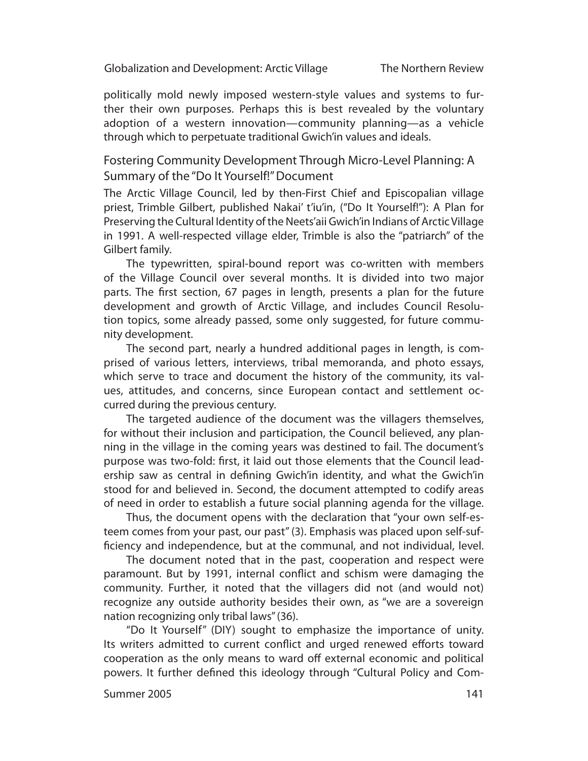politically mold newly imposed western-style values and systems to further their own purposes. Perhaps this is best revealed by the voluntary adoption of a western innovation—community planning—as a vehicle through which to perpetuate traditional Gwich'in values and ideals.

## Fostering Community Development Through Micro-Level Planning: A Summary of the "Do It Yourself!" Document

The Arctic Village Council, led by then-First Chief and Episcopalian village priest, Trimble Gilbert, published Nakai' t'iu'in, ("Do It Yourself!"): A Plan for Preserving the Cultural Identity of the Neets'aii Gwich'in Indians of Arctic Village in 1991. A well-respected village elder, Trimble is also the "patriarch" of the Gilbert family.

The typewritten, spiral-bound report was co-written with members of the Village Council over several months. It is divided into two major parts. The first section, 67 pages in length, presents a plan for the future development and growth of Arctic Village, and includes Council Resolution topics, some already passed, some only suggested, for future community development.

The second part, nearly a hundred additional pages in length, is comprised of various letters, interviews, tribal memoranda, and photo essays, which serve to trace and document the history of the community, its values, attitudes, and concerns, since European contact and settlement occurred during the previous century.

The targeted audience of the document was the villagers themselves, for without their inclusion and participation, the Council believed, any planning in the village in the coming years was destined to fail. The document's purpose was two-fold: first, it laid out those elements that the Council leadership saw as central in defining Gwich'in identity, and what the Gwich'in stood for and believed in. Second, the document attempted to codify areas of need in order to establish a future social planning agenda for the village.

Thus, the document opens with the declaration that "your own self-esteem comes from your past, our past" (3). Emphasis was placed upon self-sufficiency and independence, but at the communal, and not individual, level.

The document noted that in the past, cooperation and respect were paramount. But by 1991, internal conflict and schism were damaging the community. Further, it noted that the villagers did not (and would not) recognize any outside authority besides their own, as "we are a sovereign nation recognizing only tribal laws" (36).

"Do It Yourself" (DIY) sought to emphasize the importance of unity. Its writers admitted to current conflict and urged renewed efforts toward cooperation as the only means to ward off external economic and political powers. It further defined this ideology through "Cultural Policy and Com-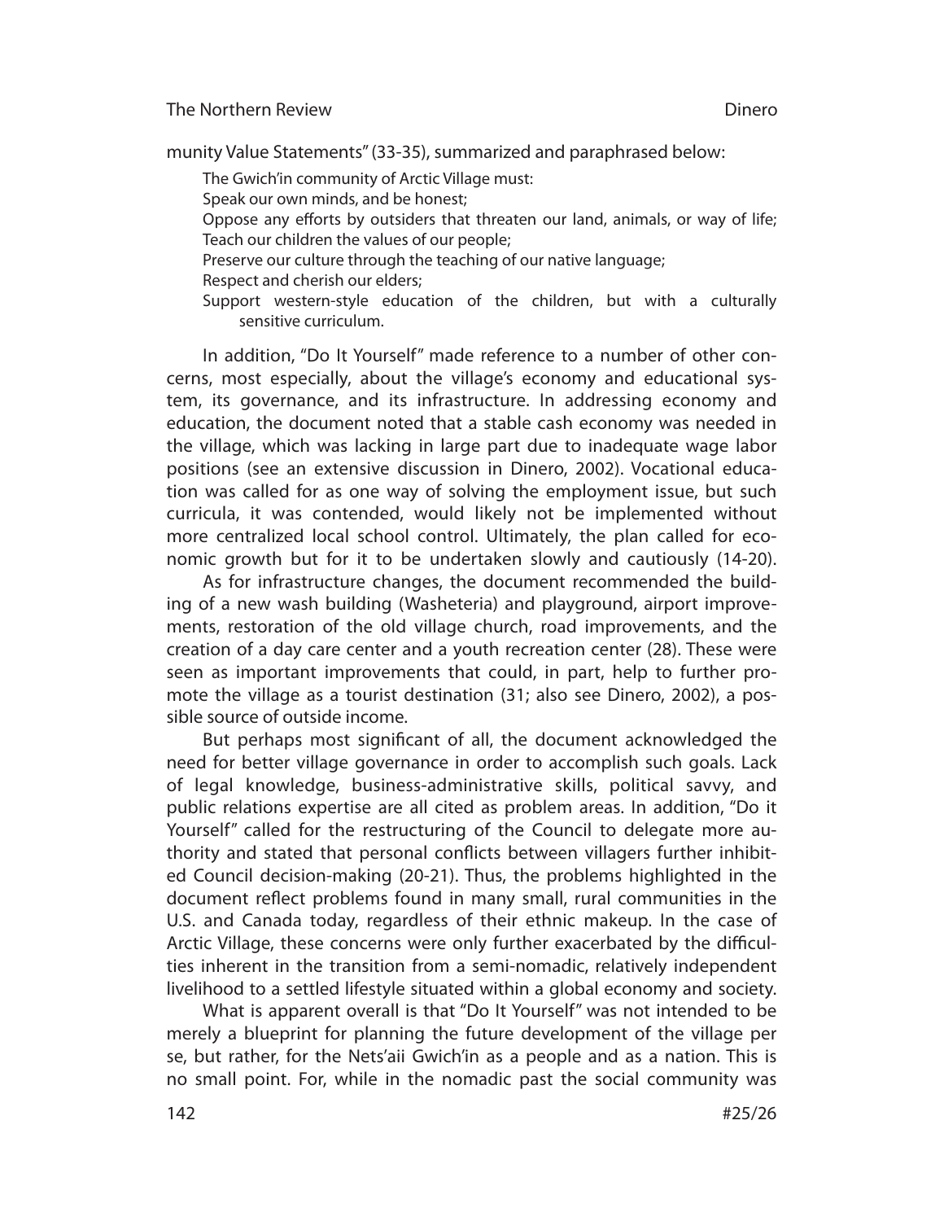munity Value Statements" (33-35), summarized and paraphrased below:

> The Gwich'in community of Arctic Village must:
> Speak our own minds, and be honest;
> Oppose any efforts by outsiders that threaten our land, animals, or way of life;
> Teach our children the values of our people;
> Preserve our culture through the teaching of our native language;
> Respect and cherish our elders;
> Support western-style education of the children, but with a culturally sensitive curriculum.

In addition, "Do It Yourself" made reference to a number of other concerns, most especially, about the village's economy and educational system, its governance, and its infrastructure. In addressing economy and education, the document noted that a stable cash economy was needed in the village, which was lacking in large part due to inadequate wage labor positions (see an extensive discussion in Dinero, 2002). Vocational education was called for as one way of solving the employment issue, but such curricula, it was contended, would likely not be implemented without more centralized local school control. Ultimately, the plan called for economic growth but for it to be undertaken slowly and cautiously (14-20).

As for infrastructure changes, the document recommended the building of a new wash building (Washeteria) and playground, airport improvements, restoration of the old village church, road improvements, and the creation of a day care center and a youth recreation center (28). These were seen as important improvements that could, in part, help to further promote the village as a tourist destination (31; also see Dinero, 2002), a possible source of outside income.

But perhaps most significant of all, the document acknowledged the need for better village governance in order to accomplish such goals. Lack of legal knowledge, business-administrative skills, political savvy, and public relations expertise are all cited as problem areas. In addition, "Do it Yourself" called for the restructuring of the Council to delegate more authority and stated that personal conflicts between villagers further inhibited Council decision-making (20-21). Thus, the problems highlighted in the document reflect problems found in many small, rural communities in the U.S. and Canada today, regardless of their ethnic makeup. In the case of Arctic Village, these concerns were only further exacerbated by the difficulties inherent in the transition from a semi-nomadic, relatively independent livelihood to a settled lifestyle situated within a global economy and society.

What is apparent overall is that "Do It Yourself" was not intended to be merely a blueprint for planning the future development of the village per se, but rather, for the Nets'aii Gwich'in as a people and as a nation. This is no small point. For, while in the nomadic past the social community was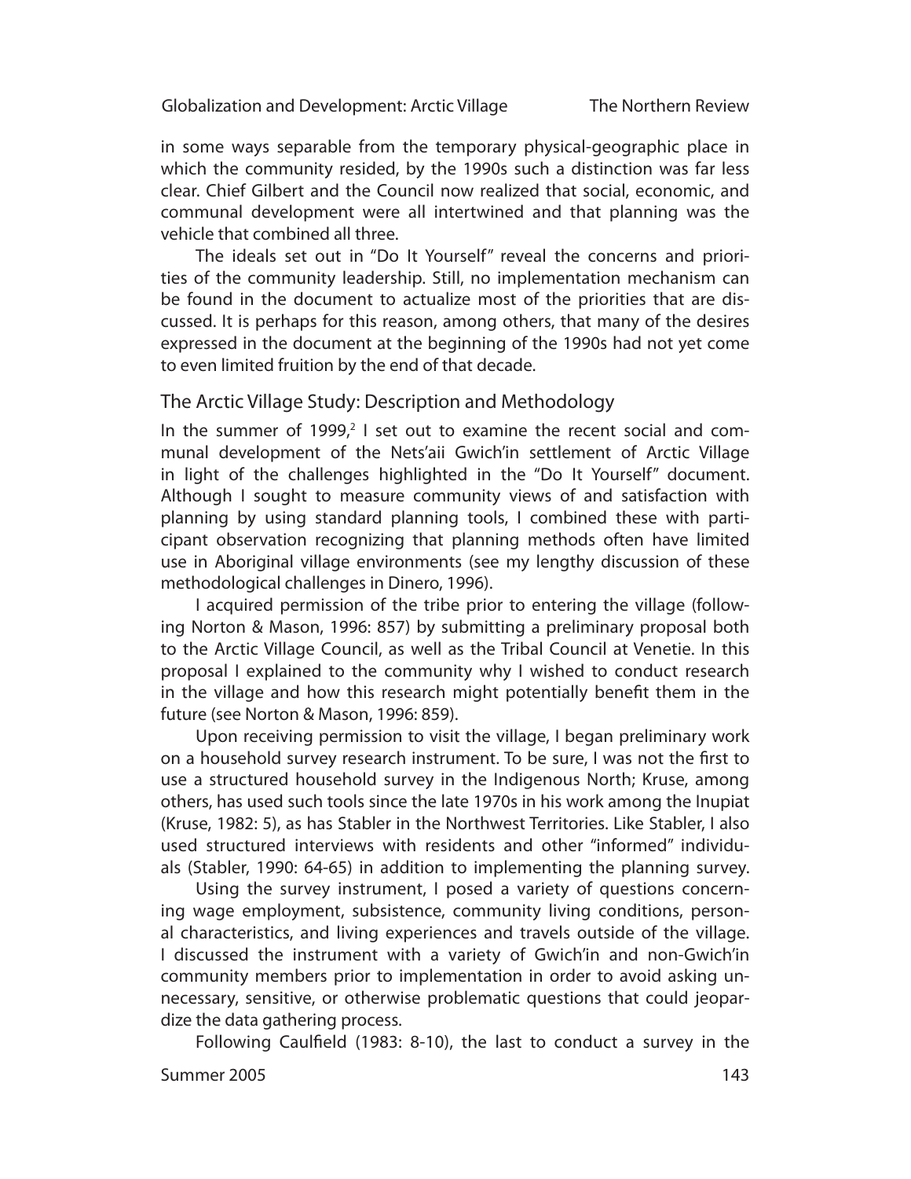in some ways separable from the temporary physical-geographic place in which the community resided, by the 1990s such a distinction was far less clear. Chief Gilbert and the Council now realized that social, economic, and communal development were all intertwined and that planning was the vehicle that combined all three.

The ideals set out in "Do It Yourself" reveal the concerns and priorities of the community leadership. Still, no implementation mechanism can be found in the document to actualize most of the priorities that are discussed. It is perhaps for this reason, among others, that many of the desires expressed in the document at the beginning of the 1990s had not yet come to even limited fruition by the end of that decade.

## The Arctic Village Study: Description and Methodology

In the summer of 1999,[2] I set out to examine the recent social and communal development of the Nets'aii Gwich'in settlement of Arctic Village in light of the challenges highlighted in the "Do It Yourself" document. Although I sought to measure community views of and satisfaction with planning by using standard planning tools, I combined these with participant observation recognizing that planning methods often have limited use in Aboriginal village environments (see my lengthy discussion of these methodological challenges in Dinero, 1996).

I acquired permission of the tribe prior to entering the village (following Norton & Mason, 1996: 857) by submitting a preliminary proposal both to the Arctic Village Council, as well as the Tribal Council at Venetie. In this proposal I explained to the community why I wished to conduct research in the village and how this research might potentially benefit them in the future (see Norton & Mason, 1996: 859).

Upon receiving permission to visit the village, I began preliminary work on a household survey research instrument. To be sure, I was not the first to use a structured household survey in the Indigenous North; Kruse, among others, has used such tools since the late 1970s in his work among the Inupiat (Kruse, 1982: 5), as has Stabler in the Northwest Territories. Like Stabler, I also used structured interviews with residents and other "informed" individuals (Stabler, 1990: 64-65) in addition to implementing the planning survey.

Using the survey instrument, I posed a variety of questions concerning wage employment, subsistence, community living conditions, personal characteristics, and living experiences and travels outside of the village. I discussed the instrument with a variety of Gwich'in and non-Gwich'in community members prior to implementation in order to avoid asking unnecessary, sensitive, or otherwise problematic questions that could jeopardize the data gathering process.

Following Caulfield (1983: 8-10), the last to conduct a survey in the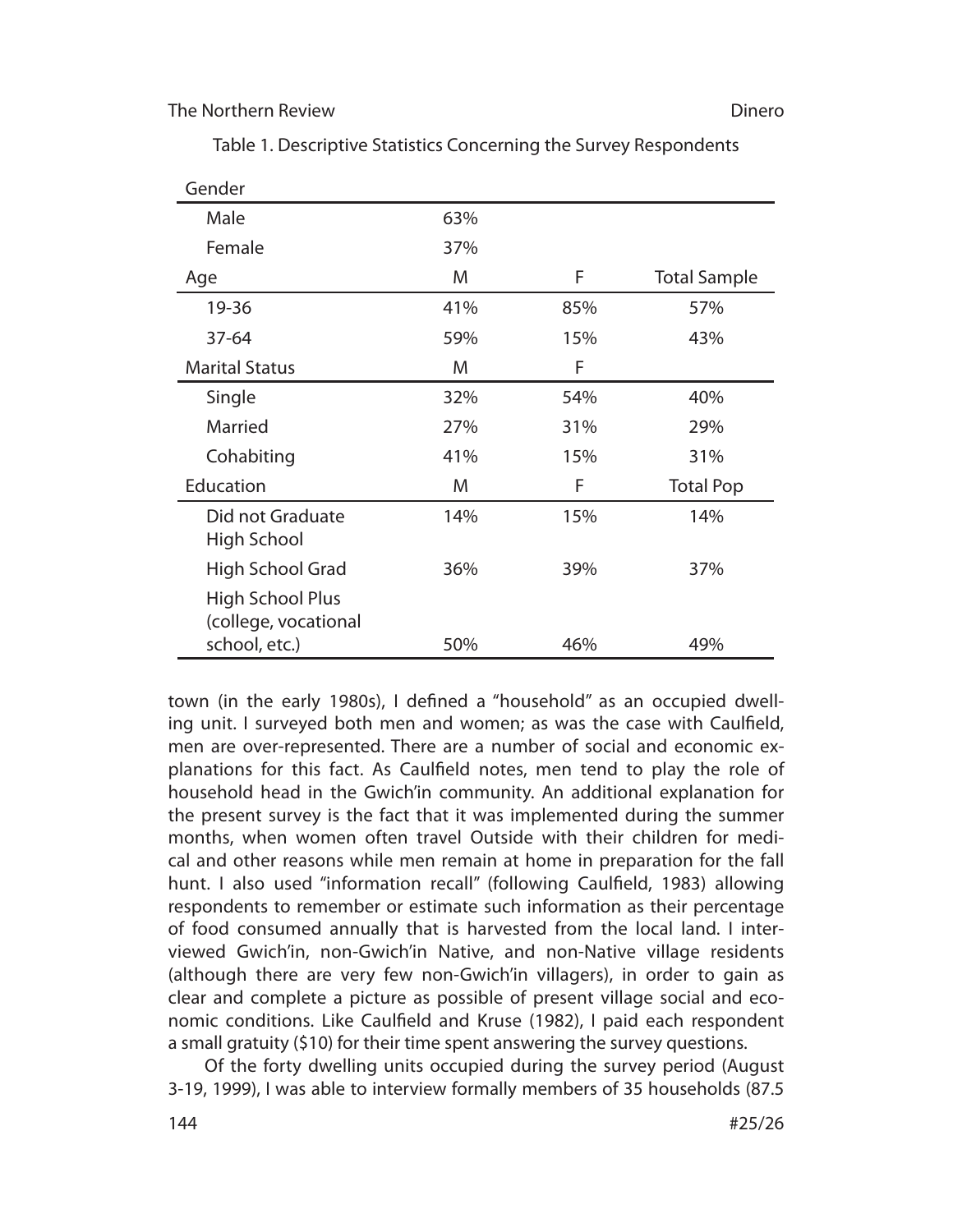Table 1. Descriptive Statistics Concerning the Survey Respondents

| Gender | | | |
|---|---|---|---|
| Male | 63% | | |
| Female | 37% | | |
| **Age** | **M** | **F** | **Total Sample** |
| 19-36 | 41% | 85% | 57% |
| 37-64 | 59% | 15% | 43% |
| **Marital Status** | **M** | **F** | |
| Single | 32% | 54% | 40% |
| Married | 27% | 31% | 29% |
| Cohabiting | 41% | 15% | 31% |
| **Education** | **M** | **F** | **Total Pop** |
| Did not Graduate High School | 14% | 15% | 14% |
| High School Grad | 36% | 39% | 37% |
| High School Plus (college, vocational school, etc.) | 50% | 46% | 49% |

town (in the early 1980s), I defined a "household" as an occupied dwelling unit. I surveyed both men and women; as was the case with Caulfield, men are over-represented. There are a number of social and economic explanations for this fact. As Caulfield notes, men tend to play the role of household head in the Gwich'in community. An additional explanation for the present survey is the fact that it was implemented during the summer months, when women often travel Outside with their children for medical and other reasons while men remain at home in preparation for the fall hunt. I also used "information recall" (following Caulfield, 1983) allowing respondents to remember or estimate such information as their percentage of food consumed annually that is harvested from the local land. I interviewed Gwich'in, non-Gwich'in Native, and non-Native village residents (although there are very few non-Gwich'in villagers), in order to gain as clear and complete a picture as possible of present village social and economic conditions. Like Caulfield and Kruse (1982), I paid each respondent a small gratuity ($10) for their time spent answering the survey questions.

Of the forty dwelling units occupied during the survey period (August 3-19, 1999), I was able to interview formally members of 35 households (87.5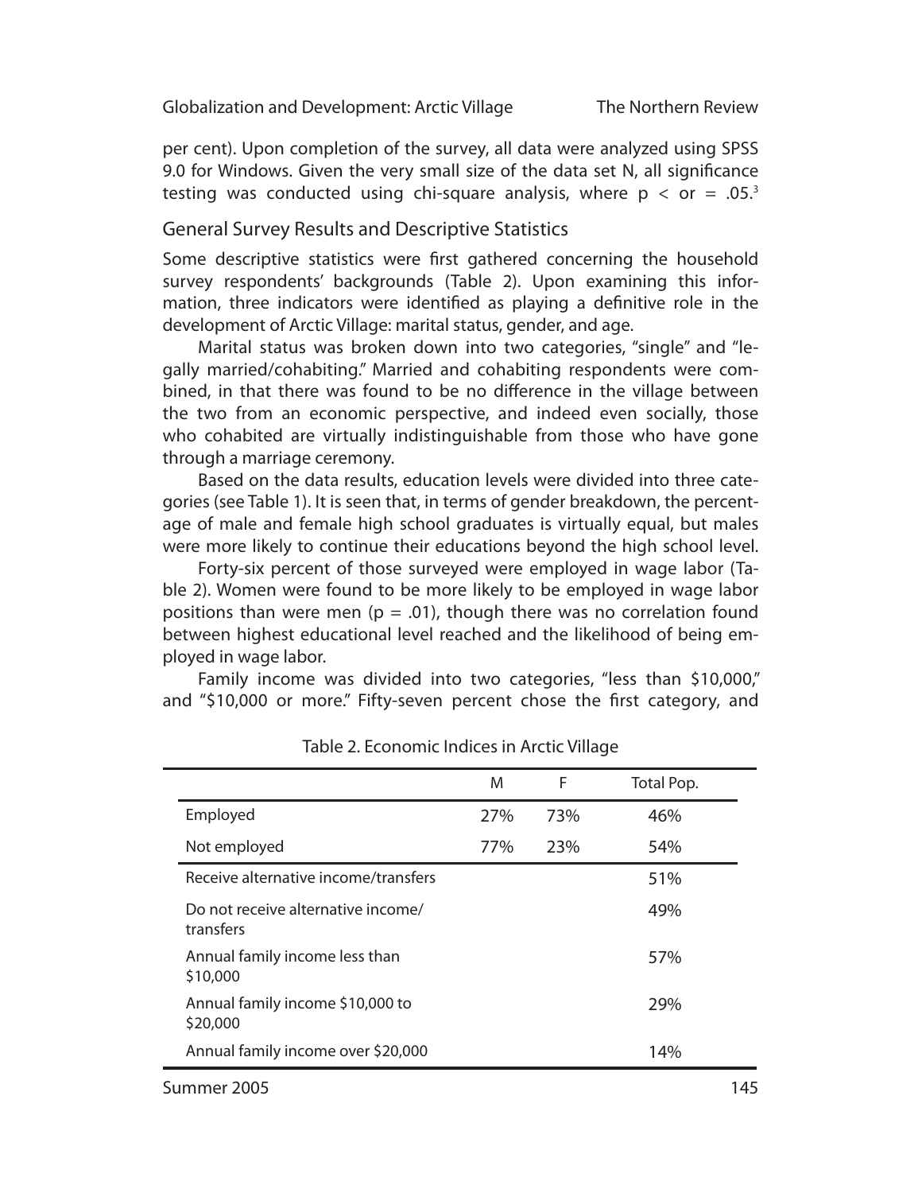per cent). Upon completion of the survey, all data were analyzed using SPSS 9.0 for Windows. Given the very small size of the data set N, all significance testing was conducted using chi-square analysis, where $p <$ or $= .05$.[3]

## General Survey Results and Descriptive Statistics

Some descriptive statistics were first gathered concerning the household survey respondents' backgrounds (Table 2). Upon examining this information, three indicators were identified as playing a definitive role in the development of Arctic Village: marital status, gender, and age.

Marital status was broken down into two categories, "single" and "legally married/cohabiting." Married and cohabiting respondents were combined, in that there was found to be no difference in the village between the two from an economic perspective, and indeed even socially, those who cohabited are virtually indistinguishable from those who have gone through a marriage ceremony.

Based on the data results, education levels were divided into three categories (see Table 1). It is seen that, in terms of gender breakdown, the percentage of male and female high school graduates is virtually equal, but males were more likely to continue their educations beyond the high school level.

Forty-six percent of those surveyed were employed in wage labor (Table 2). Women were found to be more likely to be employed in wage labor positions than were men ($p = .01$), though there was no correlation found between highest educational level reached and the likelihood of being employed in wage labor.

Family income was divided into two categories, "less than $10,000," and "$10,000 or more." Fifty-seven percent chose the first category, and

Table 2. Economic Indices in Arctic Village

| | M | F | Total Pop. |
|---|---|---|---|
| Employed | 27% | 73% | 46% |
| Not employed | 77% | 23% | 54% |
| Receive alternative income/transfers | | | 51% |
| Do not receive alternative income/ transfers | | | 49% |
| Annual family income less than $10,000 | | | 57% |
| Annual family income $10,000 to $20,000 | | | 29% |
| Annual family income over $20,000 | | | 14% |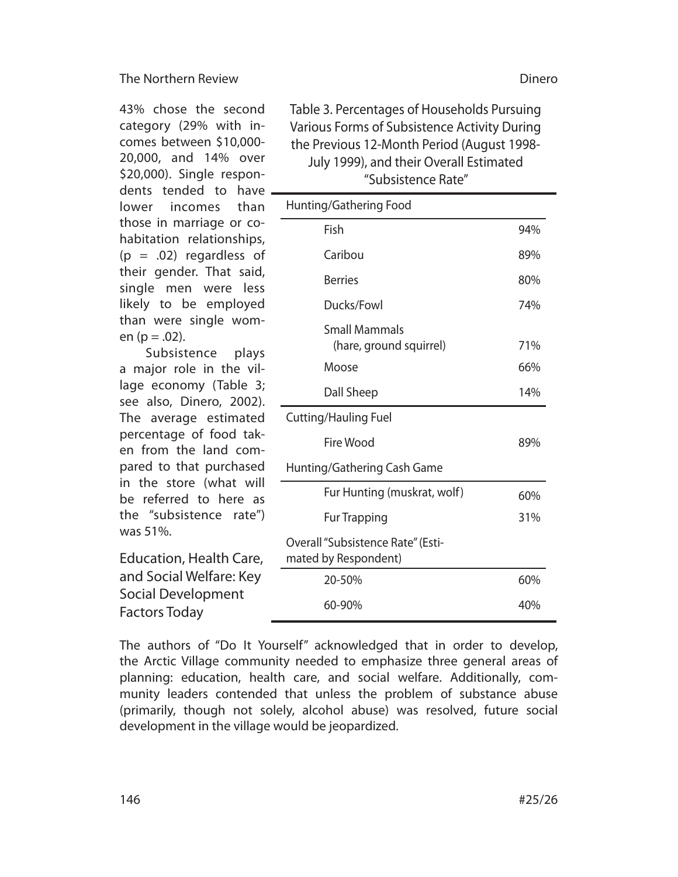43% chose the second category (29% with incomes between $10,000-20,000, and 14% over $20,000). Single respondents tended to have lower incomes than those in marriage or cohabitation relationships, ($p = .02$) regardless of their gender. That said, single men were less likely to be employed than were single women ($p = .02$).

Subsistence plays a major role in the village economy (Table 3; see also, Dinero, 2002). The average estimated percentage of food taken from the land compared to that purchased in the store (what will be referred to here as the "subsistence rate") was 51%.

Table 3. Percentages of Households Pursuing Various Forms of Subsistence Activity During the Previous 12-Month Period (August 1998-July 1999), and their Overall Estimated "Subsistence Rate"

| Hunting/Gathering Food | |
|---|---|
| Fish | 94% |
| Caribou | 89% |
| Berries | 80% |
| Ducks/Fowl | 74% |
| Small Mammals (hare, ground squirrel) | 71% |
| Moose | 66% |
| Dall Sheep | 14% |
| **Cutting/Hauling Fuel** | |
| Fire Wood | 89% |
| **Hunting/Gathering Cash Game** | |
| Fur Hunting (muskrat, wolf) | 60% |
| Fur Trapping | 31% |
| **Overall "Subsistence Rate" (Estimated by Respondent)** | |
| 20-50% | 60% |
| 60-90% | 40% |

## Education, Health Care, and Social Welfare: Key Social Development Factors Today

The authors of "Do It Yourself" acknowledged that in order to develop, the Arctic Village community needed to emphasize three general areas of planning: education, health care, and social welfare. Additionally, community leaders contended that unless the problem of substance abuse (primarily, though not solely, alcohol abuse) was resolved, future social development in the village would be jeopardized.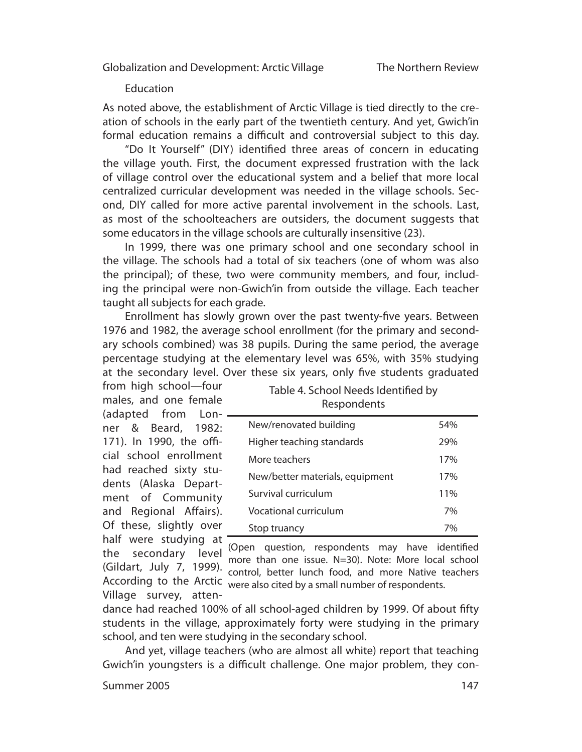### Education

As noted above, the establishment of Arctic Village is tied directly to the creation of schools in the early part of the twentieth century. And yet, Gwich'in formal education remains a difficult and controversial subject to this day.

"Do It Yourself" (DIY) identified three areas of concern in educating the village youth. First, the document expressed frustration with the lack of village control over the educational system and a belief that more local centralized curricular development was needed in the village schools. Second, DIY called for more active parental involvement in the schools. Last, as most of the schoolteachers are outsiders, the document suggests that some educators in the village schools are culturally insensitive (23).

In 1999, there was one primary school and one secondary school in the village. The schools had a total of six teachers (one of whom was also the principal); of these, two were community members, and four, including the principal were non-Gwich'in from outside the village. Each teacher taught all subjects for each grade.

Enrollment has slowly grown over the past twenty-five years. Between 1976 and 1982, the average school enrollment (for the primary and secondary schools combined) was 38 pupils. During the same period, the average percentage studying at the elementary level was 65%, with 35% studying at the secondary level. Over these six years, only five students graduated from high school—four males, and one female (adapted from Lonner & Beard, 1982: 171). In 1990, the official school enrollment had reached sixty students (Alaska Department of Community and Regional Affairs). Of these, slightly over half were studying at the secondary level (Gildart, July 7, 1999). According to the Arctic Village survey, attendance had reached 100% of all school-aged children by 1999. Of about fifty students in the village, approximately forty were studying in the primary school, and ten were studying in the secondary school.

Table 4. School Needs Identified by Respondents

| Need | % |
|---|---|
| New/renovated building | 54% |
| Higher teaching standards | 29% |
| More teachers | 17% |
| New/better materials, equipment | 17% |
| Survival curriculum | 11% |
| Vocational curriculum | 7% |
| Stop truancy | 7% |

(Open question, respondents may have identified more than one issue. N=30). Note: More local school control, better lunch food, and more Native teachers were also cited by a small number of respondents.

And yet, village teachers (who are almost all white) report that teaching Gwich'in youngsters is a difficult challenge. One major problem, they con-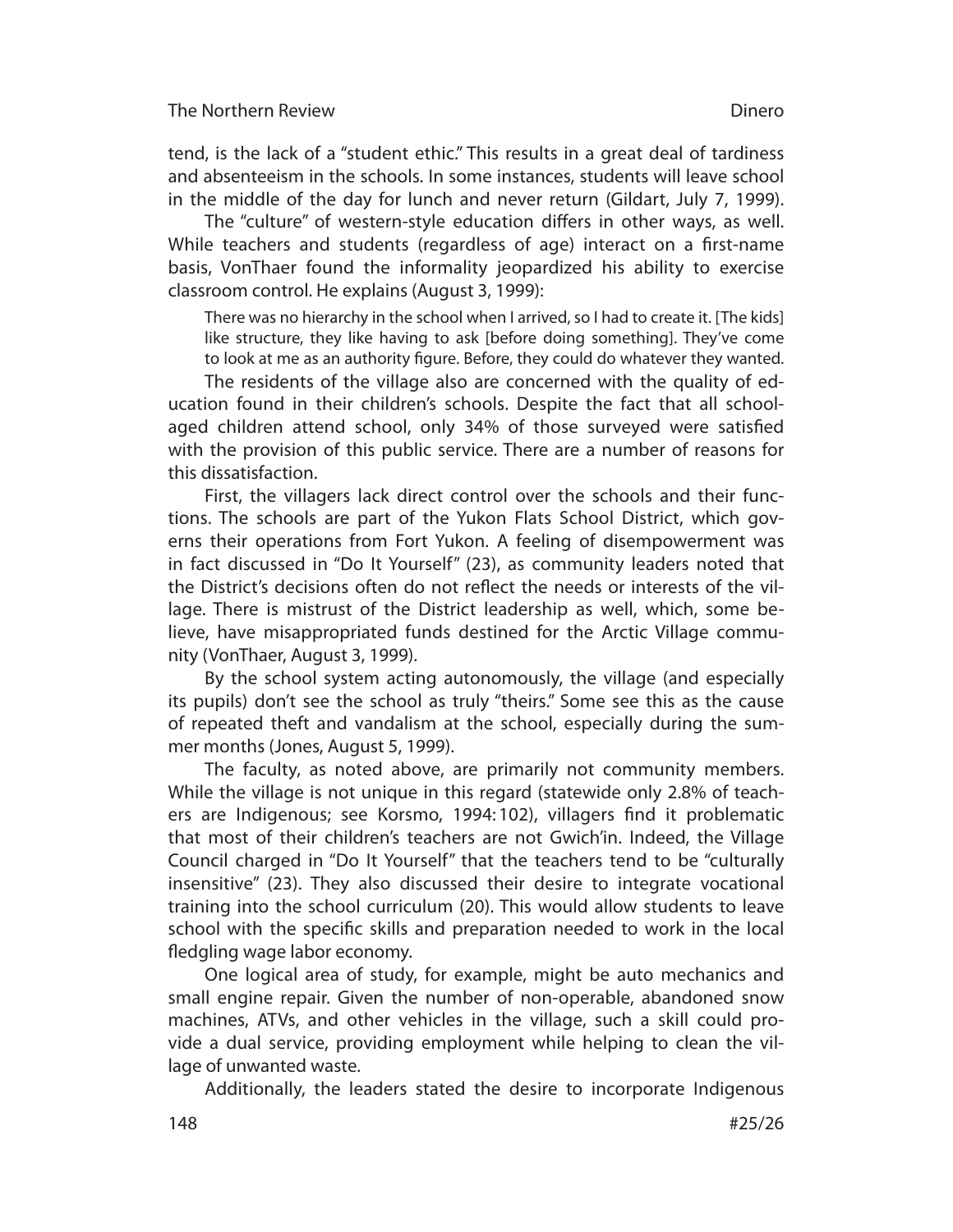tend, is the lack of a "student ethic." This results in a great deal of tardiness and absenteeism in the schools. In some instances, students will leave school in the middle of the day for lunch and never return (Gildart, July 7, 1999).

The "culture" of western-style education differs in other ways, as well. While teachers and students (regardless of age) interact on a first-name basis, VonThaer found the informality jeopardized his ability to exercise classroom control. He explains (August 3, 1999):

> There was no hierarchy in the school when I arrived, so I had to create it. [The kids] like structure, they like having to ask [before doing something]. They've come to look at me as an authority figure. Before, they could do whatever they wanted.

The residents of the village also are concerned with the quality of education found in their children's schools. Despite the fact that all school-aged children attend school, only 34% of those surveyed were satisfied with the provision of this public service. There are a number of reasons for this dissatisfaction.

First, the villagers lack direct control over the schools and their functions. The schools are part of the Yukon Flats School District, which governs their operations from Fort Yukon. A feeling of disempowerment was in fact discussed in "Do It Yourself" (23), as community leaders noted that the District's decisions often do not reflect the needs or interests of the village. There is mistrust of the District leadership as well, which, some believe, have misappropriated funds destined for the Arctic Village community (VonThaer, August 3, 1999).

By the school system acting autonomously, the village (and especially its pupils) don't see the school as truly "theirs." Some see this as the cause of repeated theft and vandalism at the school, especially during the summer months (Jones, August 5, 1999).

The faculty, as noted above, are primarily not community members. While the village is not unique in this regard (statewide only 2.8% of teachers are Indigenous; see Korsmo, 1994: 102), villagers find it problematic that most of their children's teachers are not Gwich'in. Indeed, the Village Council charged in "Do It Yourself" that the teachers tend to be "culturally insensitive" (23). They also discussed their desire to integrate vocational training into the school curriculum (20). This would allow students to leave school with the specific skills and preparation needed to work in the local fledgling wage labor economy.

One logical area of study, for example, might be auto mechanics and small engine repair. Given the number of non-operable, abandoned snow machines, ATVs, and other vehicles in the village, such a skill could provide a dual service, providing employment while helping to clean the village of unwanted waste.

Additionally, the leaders stated the desire to incorporate Indigenous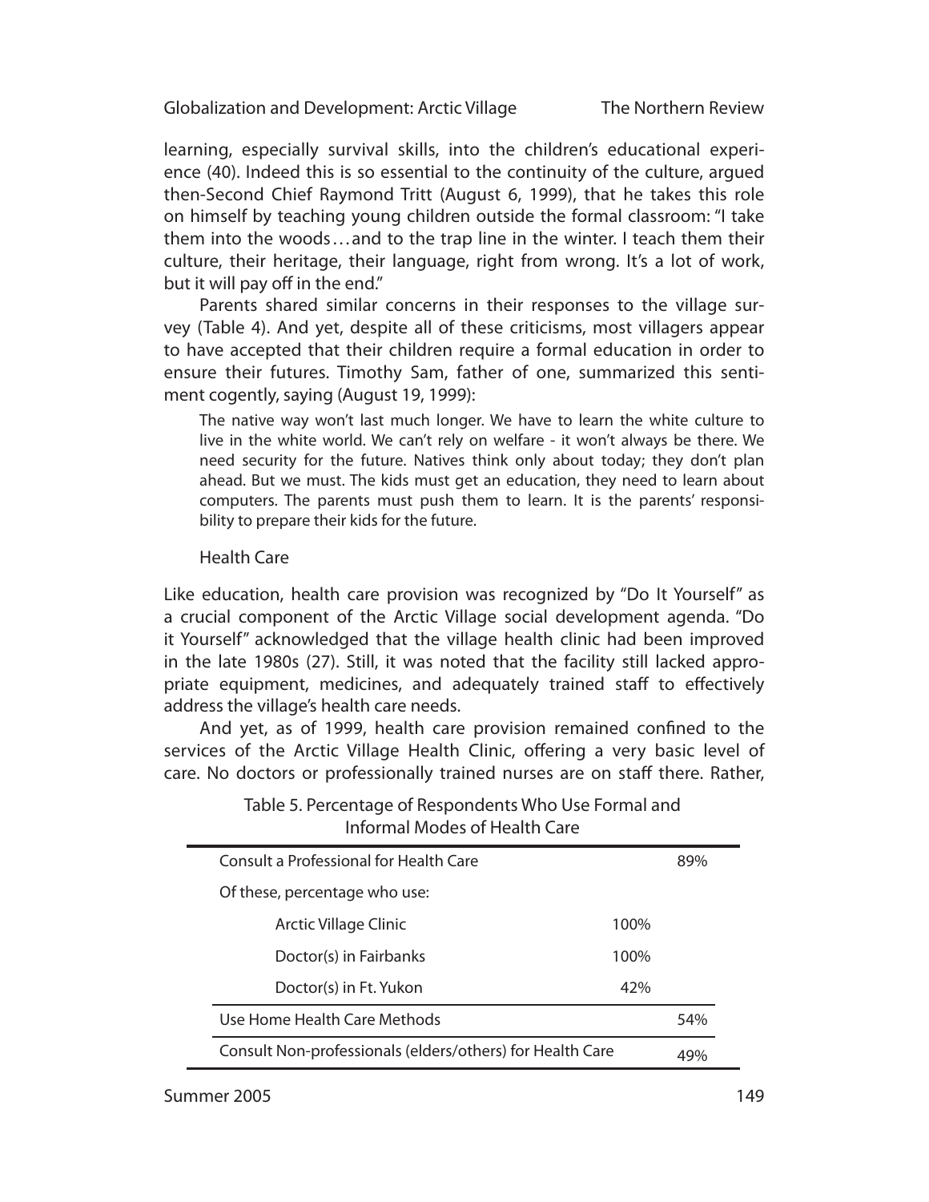learning, especially survival skills, into the children's educational experience (40). Indeed this is so essential to the continuity of the culture, argued then-Second Chief Raymond Tritt (August 6, 1999), that he takes this role on himself by teaching young children outside the formal classroom: "I take them into the woods…and to the trap line in the winter. I teach them their culture, their heritage, their language, right from wrong. It's a lot of work, but it will pay off in the end."

Parents shared similar concerns in their responses to the village survey (Table 4). And yet, despite all of these criticisms, most villagers appear to have accepted that their children require a formal education in order to ensure their futures. Timothy Sam, father of one, summarized this sentiment cogently, saying (August 19, 1999):

> The native way won't last much longer. We have to learn the white culture to live in the white world. We can't rely on welfare - it won't always be there. We need security for the future. Natives think only about today; they don't plan ahead. But we must. The kids must get an education, they need to learn about computers. The parents must push them to learn. It is the parents' responsibility to prepare their kids for the future.

### Health Care

Like education, health care provision was recognized by "Do It Yourself" as a crucial component of the Arctic Village social development agenda. "Do it Yourself" acknowledged that the village health clinic had been improved in the late 1980s (27). Still, it was noted that the facility still lacked appropriate equipment, medicines, and adequately trained staff to effectively address the village's health care needs.

And yet, as of 1999, health care provision remained confined to the services of the Arctic Village Health Clinic, offering a very basic level of care. No doctors or professionally trained nurses are on staff there. Rather,

Table 5. Percentage of Respondents Who Use Formal and Informal Modes of Health Care

| | | |
|---|---|---|
| Consult a Professional for Health Care | | 89% |
| Of these, percentage who use: | | |
| Arctic Village Clinic | 100% | |
| Doctor(s) in Fairbanks | 100% | |
| Doctor(s) in Ft. Yukon | 42% | |
| Use Home Health Care Methods | | 54% |
| Consult Non-professionals (elders/others) for Health Care | | 49% |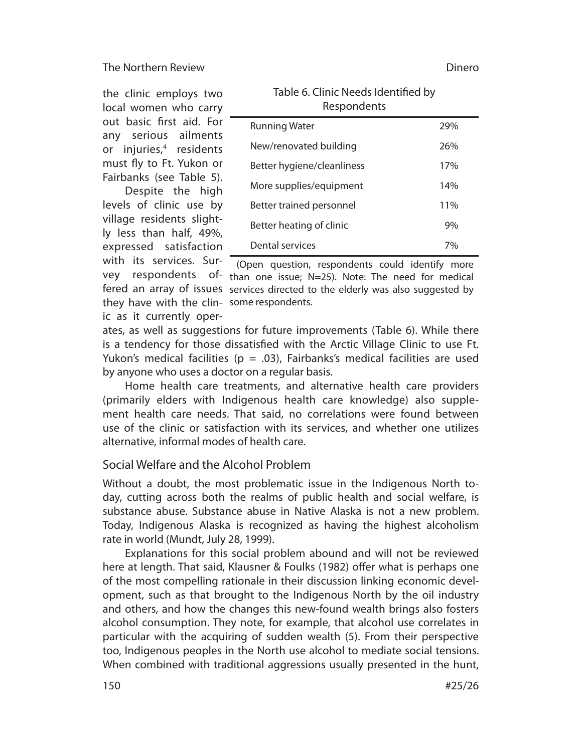the clinic employs two local women who carry out basic first aid. For any serious ailments or injuries,[4] residents must fly to Ft. Yukon or Fairbanks (see Table 5).

Despite the high levels of clinic use by village residents slightly less than half, 49%, expressed satisfaction with its services. Survey respondents offered an array of issues they have with the clinic as it currently operates, as well as suggestions for future improvements (Table 6). While there is a tendency for those dissatisfied with the Arctic Village Clinic to use Ft. Yukon's medical facilities ($p = .03$), Fairbanks's medical facilities are used by anyone who uses a doctor on a regular basis.

Table 6. Clinic Needs Identified by Respondents

| | |
|---|---|
| Running Water | 29% |
| New/renovated building | 26% |
| Better hygiene/cleanliness | 17% |
| More supplies/equipment | 14% |
| Better trained personnel | 11% |
| Better heating of clinic | 9% |
| Dental services | 7% |

(Open question, respondents could identify more than one issue; N=25). Note: The need for medical services directed to the elderly was also suggested by some respondents.

Home health care treatments, and alternative health care providers (primarily elders with Indigenous health care knowledge) also supplement health care needs. That said, no correlations were found between use of the clinic or satisfaction with its services, and whether one utilizes alternative, informal modes of health care.

## Social Welfare and the Alcohol Problem

Without a doubt, the most problematic issue in the Indigenous North today, cutting across both the realms of public health and social welfare, is substance abuse. Substance abuse in Native Alaska is not a new problem. Today, Indigenous Alaska is recognized as having the highest alcoholism rate in world (Mundt, July 28, 1999).

Explanations for this social problem abound and will not be reviewed here at length. That said, Klausner & Foulks (1982) offer what is perhaps one of the most compelling rationale in their discussion linking economic development, such as that brought to the Indigenous North by the oil industry and others, and how the changes this new-found wealth brings also fosters alcohol consumption. They note, for example, that alcohol use correlates in particular with the acquiring of sudden wealth (5). From their perspective too, Indigenous peoples in the North use alcohol to mediate social tensions. When combined with traditional aggressions usually presented in the hunt,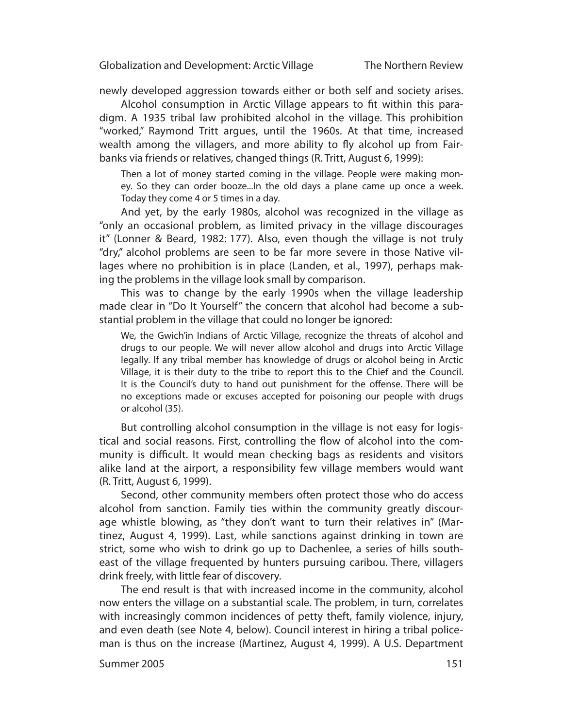newly developed aggression towards either or both self and society arises.

Alcohol consumption in Arctic Village appears to fit within this paradigm. A 1935 tribal law prohibited alcohol in the village. This prohibition "worked," Raymond Tritt argues, until the 1960s. At that time, increased wealth among the villagers, and more ability to fly alcohol up from Fairbanks via friends or relatives, changed things (R. Tritt, August 6, 1999):

> Then a lot of money started coming in the village. People were making money. So they can order booze...In the old days a plane came up once a week. Today they come 4 or 5 times in a day.

And yet, by the early 1980s, alcohol was recognized in the village as "only an occasional problem, as limited privacy in the village discourages it" (Lonner & Beard, 1982: 177). Also, even though the village is not truly "dry," alcohol problems are seen to be far more severe in those Native villages where no prohibition is in place (Landen, et al., 1997), perhaps making the problems in the village look small by comparison.

This was to change by the early 1990s when the village leadership made clear in "Do It Yourself" the concern that alcohol had become a substantial problem in the village that could no longer be ignored:

> We, the Gwich'in Indians of Arctic Village, recognize the threats of alcohol and drugs to our people. We will never allow alcohol and drugs into Arctic Village legally. If any tribal member has knowledge of drugs or alcohol being in Arctic Village, it is their duty to the tribe to report this to the Chief and the Council. It is the Council's duty to hand out punishment for the offense. There will be no exceptions made or excuses accepted for poisoning our people with drugs or alcohol (35).

But controlling alcohol consumption in the village is not easy for logistical and social reasons. First, controlling the flow of alcohol into the community is difficult. It would mean checking bags as residents and visitors alike land at the airport, a responsibility few village members would want (R. Tritt, August 6, 1999).

Second, other community members often protect those who do access alcohol from sanction. Family ties within the community greatly discourage whistle blowing, as "they don't want to turn their relatives in" (Martinez, August 4, 1999). Last, while sanctions against drinking in town are strict, some who wish to drink go up to Dachenlee, a series of hills southeast of the village frequented by hunters pursuing caribou. There, villagers drink freely, with little fear of discovery.

The end result is that with increased income in the community, alcohol now enters the village on a substantial scale. The problem, in turn, correlates with increasingly common incidences of petty theft, family violence, injury, and even death (see Note 4, below). Council interest in hiring a tribal policeman is thus on the increase (Martinez, August 4, 1999). A U.S. Department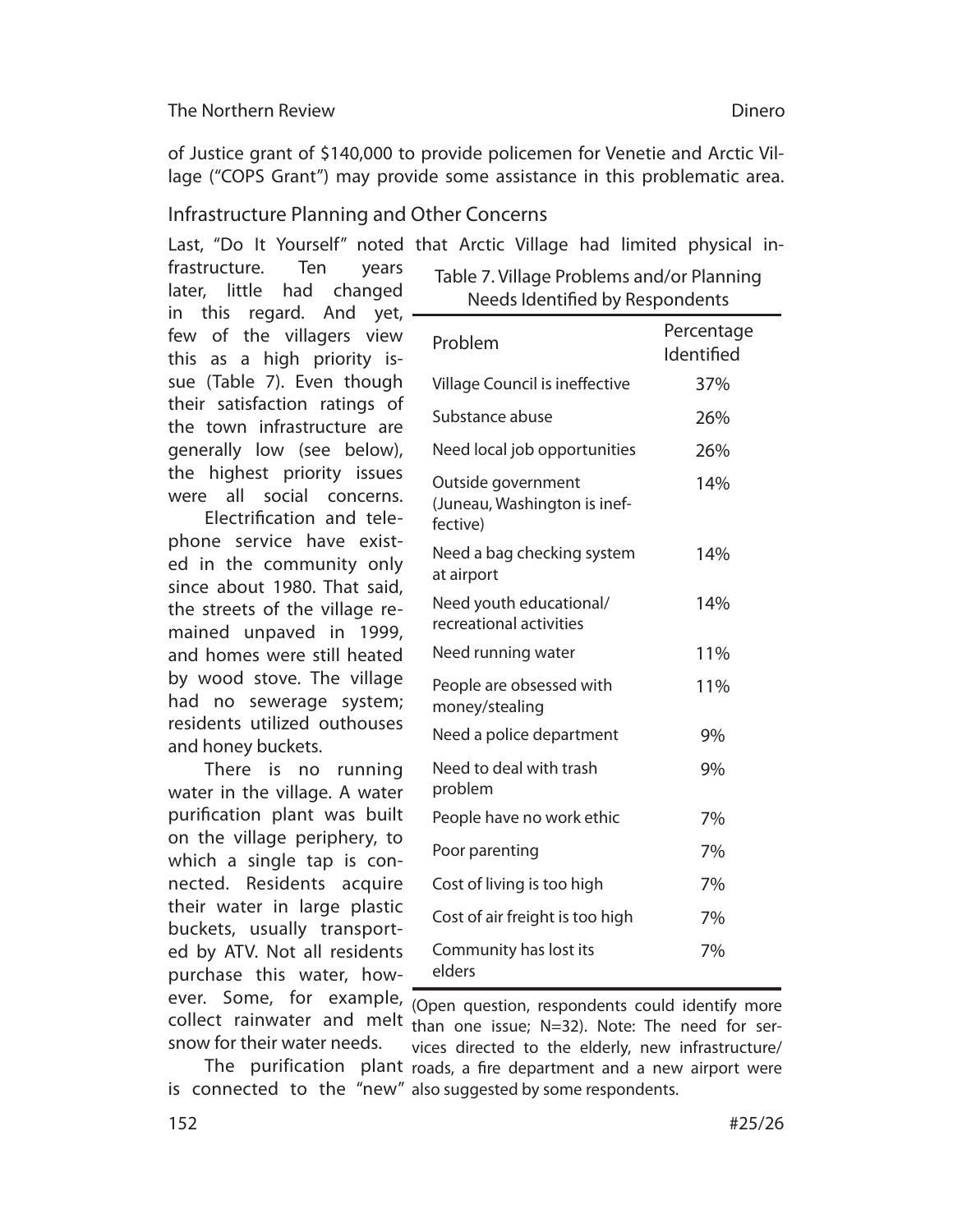of Justice grant of $140,000 to provide policemen for Venetie and Arctic Village ("COPS Grant") may provide some assistance in this problematic area.

## Infrastructure Planning and Other Concerns

Last, "Do It Yourself" noted that Arctic Village had limited physical infrastructure. Ten years later, little had changed in this regard. And yet, few of the villagers view this as a high priority issue (Table 7). Even though their satisfaction ratings of the town infrastructure are generally low (see below), the highest priority issues were all social concerns.

Table 7. Village Problems and/or Planning Needs Identified by Respondents

| Problem | Percentage Identified |
|---|---|
| Village Council is ineffective | 37% |
| Substance abuse | 26% |
| Need local job opportunities | 26% |
| Outside government (Juneau, Washington is ineffective) | 14% |
| Need a bag checking system at airport | 14% |
| Need youth educational/ recreational activities | 14% |
| Need running water | 11% |
| People are obsessed with money/stealing | 11% |
| Need a police department | 9% |
| Need to deal with trash problem | 9% |
| People have no work ethic | 7% |
| Poor parenting | 7% |
| Cost of living is too high | 7% |
| Cost of air freight is too high | 7% |
| Community has lost its elders | 7% |

(Open question, respondents could identify more than one issue; N=32). Note: The need for services directed to the elderly, new infrastructure/ roads, a fire department and a new airport were also suggested by some respondents.

Electrification and telephone service have existed in the community only since about 1980. That said, the streets of the village remained unpaved in 1999, and homes were still heated by wood stove. The village had no sewerage system; residents utilized outhouses and honey buckets.

There is no running water in the village. A water purification plant was built on the village periphery, to which a single tap is connected. Residents acquire their water in large plastic buckets, usually transported by ATV. Not all residents purchase this water, however. Some, for example, collect rainwater and melt snow for their water needs.

The purification plant is connected to the "new"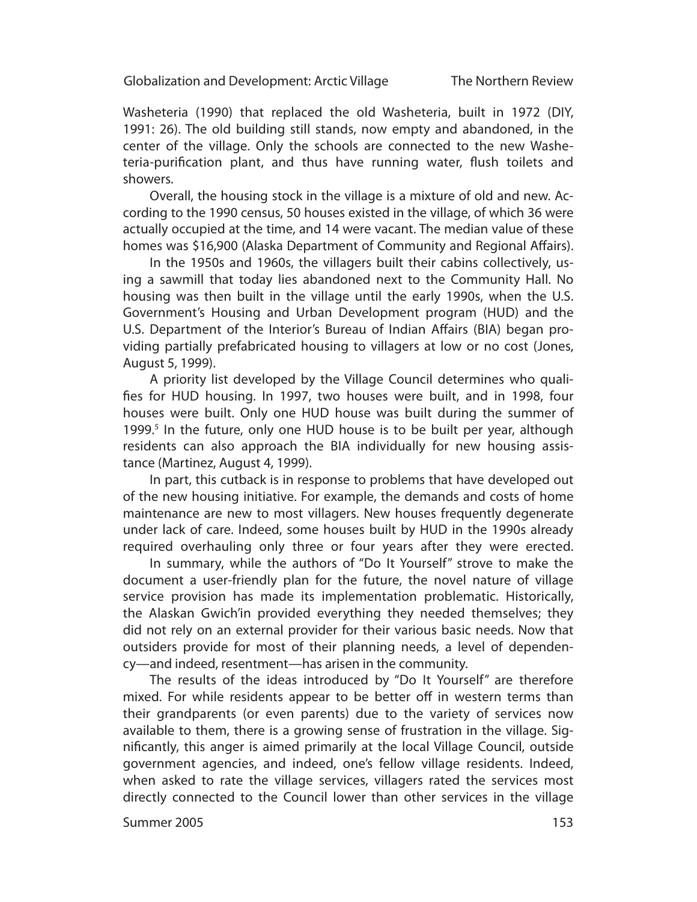Washeteria (1990) that replaced the old Washeteria, built in 1972 (DIY, 1991: 26). The old building still stands, now empty and abandoned, in the center of the village. Only the schools are connected to the new Washeteria-purification plant, and thus have running water, flush toilets and showers.

Overall, the housing stock in the village is a mixture of old and new. According to the 1990 census, 50 houses existed in the village, of which 36 were actually occupied at the time, and 14 were vacant. The median value of these homes was $16,900 (Alaska Department of Community and Regional Affairs).

In the 1950s and 1960s, the villagers built their cabins collectively, using a sawmill that today lies abandoned next to the Community Hall. No housing was then built in the village until the early 1990s, when the U.S. Government's Housing and Urban Development program (HUD) and the U.S. Department of the Interior's Bureau of Indian Affairs (BIA) began providing partially prefabricated housing to villagers at low or no cost (Jones, August 5, 1999).

A priority list developed by the Village Council determines who qualifies for HUD housing. In 1997, two houses were built, and in 1998, four houses were built. Only one HUD house was built during the summer of 1999.[5] In the future, only one HUD house is to be built per year, although residents can also approach the BIA individually for new housing assistance (Martinez, August 4, 1999).

In part, this cutback is in response to problems that have developed out of the new housing initiative. For example, the demands and costs of home maintenance are new to most villagers. New houses frequently degenerate under lack of care. Indeed, some houses built by HUD in the 1990s already required overhauling only three or four years after they were erected.

In summary, while the authors of "Do It Yourself" strove to make the document a user-friendly plan for the future, the novel nature of village service provision has made its implementation problematic. Historically, the Alaskan Gwich'in provided everything they needed themselves; they did not rely on an external provider for their various basic needs. Now that outsiders provide for most of their planning needs, a level of dependency—and indeed, resentment—has arisen in the community.

The results of the ideas introduced by "Do It Yourself" are therefore mixed. For while residents appear to be better off in western terms than their grandparents (or even parents) due to the variety of services now available to them, there is a growing sense of frustration in the village. Significantly, this anger is aimed primarily at the local Village Council, outside government agencies, and indeed, one's fellow village residents. Indeed, when asked to rate the village services, villagers rated the services most directly connected to the Council lower than other services in the village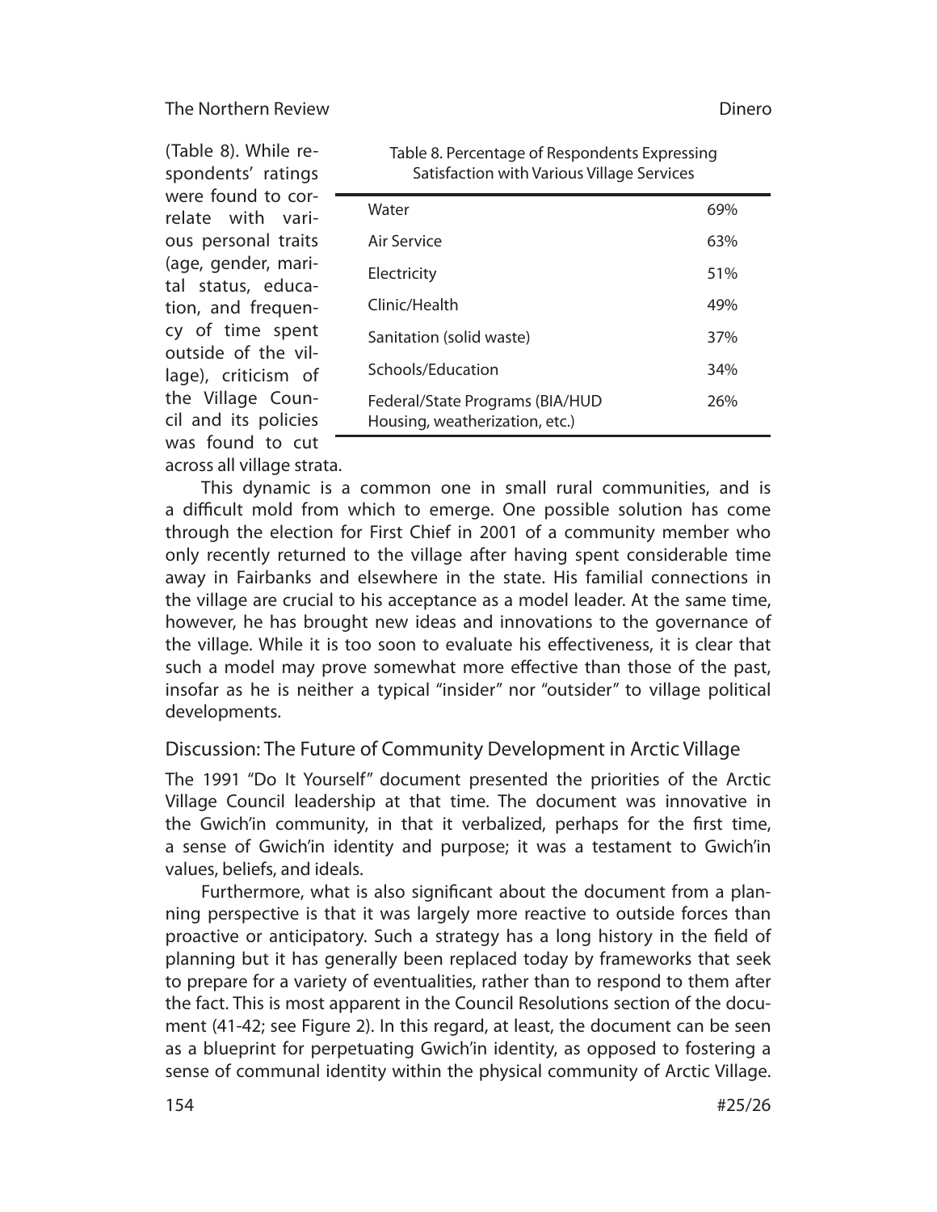(Table 8). While respondents' ratings were found to correlate with various personal traits (age, gender, marital status, education, and frequency of time spent outside of the village), criticism of the Village Council and its policies was found to cut across all village strata.

Table 8. Percentage of Respondents Expressing Satisfaction with Various Village Services

| Service | Percentage |
|---|---|
| Water | 69% |
| Air Service | 63% |
| Electricity | 51% |
| Clinic/Health | 49% |
| Sanitation (solid waste) | 37% |
| Schools/Education | 34% |
| Federal/State Programs (BIA/HUD Housing, weatherization, etc.) | 26% |

This dynamic is a common one in small rural communities, and is a difficult mold from which to emerge. One possible solution has come through the election for First Chief in 2001 of a community member who only recently returned to the village after having spent considerable time away in Fairbanks and elsewhere in the state. His familial connections in the village are crucial to his acceptance as a model leader. At the same time, however, he has brought new ideas and innovations to the governance of the village. While it is too soon to evaluate his effectiveness, it is clear that such a model may prove somewhat more effective than those of the past, insofar as he is neither a typical "insider" nor "outsider" to village political developments.

## Discussion: The Future of Community Development in Arctic Village

The 1991 "Do It Yourself" document presented the priorities of the Arctic Village Council leadership at that time. The document was innovative in the Gwich'in community, in that it verbalized, perhaps for the first time, a sense of Gwich'in identity and purpose; it was a testament to Gwich'in values, beliefs, and ideals.

Furthermore, what is also significant about the document from a planning perspective is that it was largely more reactive to outside forces than proactive or anticipatory. Such a strategy has a long history in the field of planning but it has generally been replaced today by frameworks that seek to prepare for a variety of eventualities, rather than to respond to them after the fact. This is most apparent in the Council Resolutions section of the document (41-42; see Figure 2). In this regard, at least, the document can be seen as a blueprint for perpetuating Gwich'in identity, as opposed to fostering a sense of communal identity within the physical community of Arctic Village.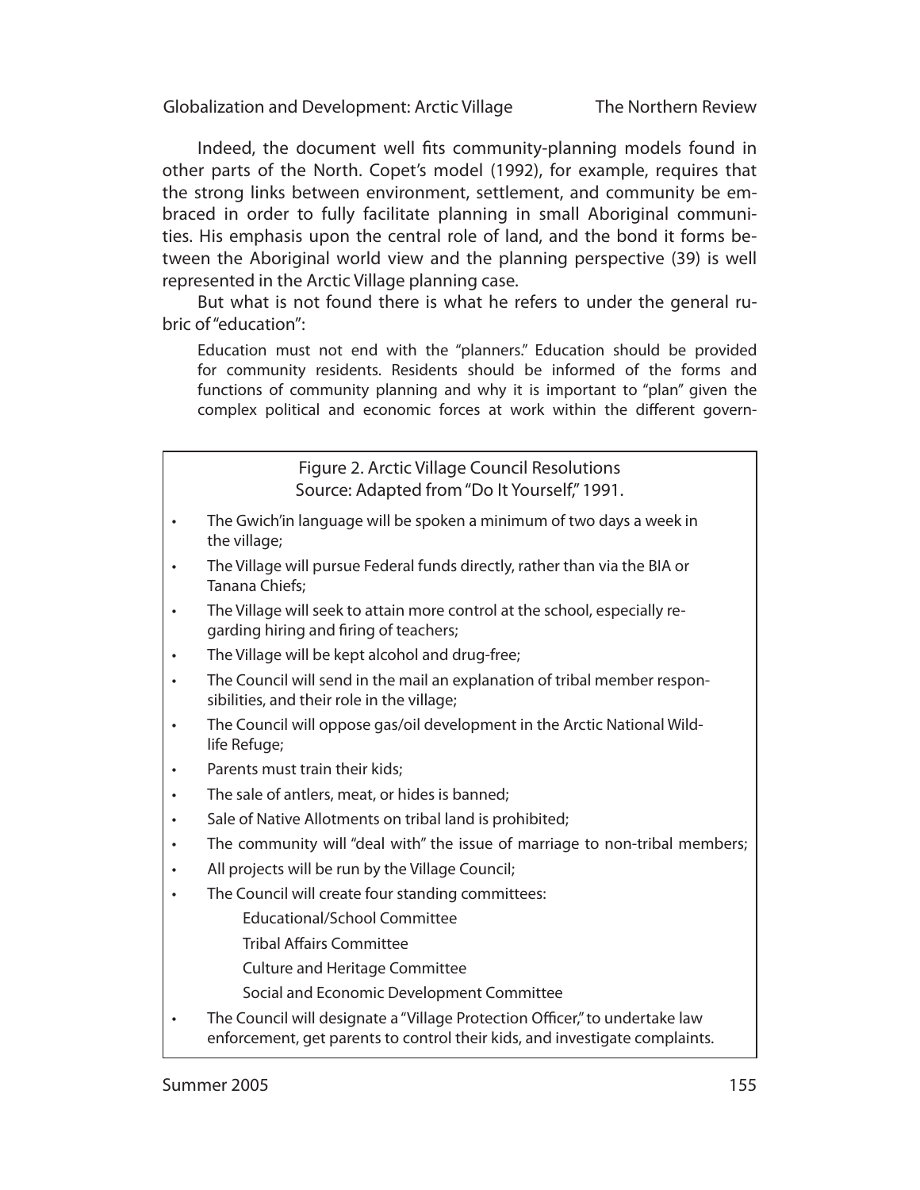Indeed, the document well fits community-planning models found in other parts of the North. Copet's model (1992), for example, requires that the strong links between environment, settlement, and community be embraced in order to fully facilitate planning in small Aboriginal communities. His emphasis upon the central role of land, and the bond it forms between the Aboriginal world view and the planning perspective (39) is well represented in the Arctic Village planning case.

But what is not found there is what he refers to under the general rubric of "education":

> Education must not end with the "planners." Education should be provided for community residents. Residents should be informed of the forms and functions of community planning and why it is important to "plan" given the complex political and economic forces at work within the different govern-

**Figure 2. Arctic Village Council Resolutions**
**Source: Adapted from "Do It Yourself," 1991.**

- The Gwich'in language will be spoken a minimum of two days a week in the village;
- The Village will pursue Federal funds directly, rather than via the BIA or Tanana Chiefs;
- The Village will seek to attain more control at the school, especially regarding hiring and firing of teachers;
- The Village will be kept alcohol and drug-free;
- The Council will send in the mail an explanation of tribal member responsibilities, and their role in the village;
- The Council will oppose gas/oil development in the Arctic National Wildlife Refuge;
- Parents must train their kids;
- The sale of antlers, meat, or hides is banned;
- Sale of Native Allotments on tribal land is prohibited;
- The community will "deal with" the issue of marriage to non-tribal members;
- All projects will be run by the Village Council;
- The Council will create four standing committees:
  - Educational/School Committee
  - Tribal Affairs Committee
  - Culture and Heritage Committee
  - Social and Economic Development Committee
- The Council will designate a "Village Protection Officer," to undertake law enforcement, get parents to control their kids, and investigate complaints.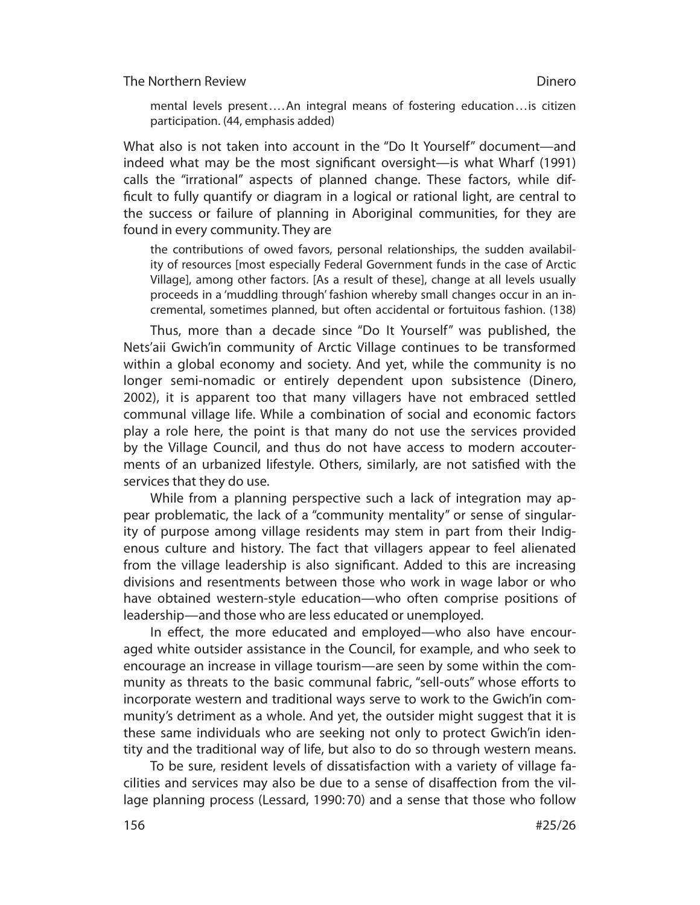> mental levels present.... An integral means of fostering education... is citizen participation. (44, emphasis added)

What also is not taken into account in the "Do It Yourself" document—and indeed what may be the most significant oversight—is what Wharf (1991) calls the "irrational" aspects of planned change. These factors, while difficult to fully quantify or diagram in a logical or rational light, are central to the success or failure of planning in Aboriginal communities, for they are found in every community. They are

> the contributions of owed favors, personal relationships, the sudden availability of resources [most especially Federal Government funds in the case of Arctic Village], among other factors. [As a result of these], change at all levels usually proceeds in a 'muddling through' fashion whereby small changes occur in an incremental, sometimes planned, but often accidental or fortuitous fashion. (138)

Thus, more than a decade since "Do It Yourself" was published, the Nets'aii Gwich'in community of Arctic Village continues to be transformed within a global economy and society. And yet, while the community is no longer semi-nomadic or entirely dependent upon subsistence (Dinero, 2002), it is apparent too that many villagers have not embraced settled communal village life. While a combination of social and economic factors play a role here, the point is that many do not use the services provided by the Village Council, and thus do not have access to modern accouterments of an urbanized lifestyle. Others, similarly, are not satisfied with the services that they do use.

While from a planning perspective such a lack of integration may appear problematic, the lack of a "community mentality" or sense of singularity of purpose among village residents may stem in part from their Indigenous culture and history. The fact that villagers appear to feel alienated from the village leadership is also significant. Added to this are increasing divisions and resentments between those who work in wage labor or who have obtained western-style education—who often comprise positions of leadership—and those who are less educated or unemployed.

In effect, the more educated and employed—who also have encouraged white outsider assistance in the Council, for example, and who seek to encourage an increase in village tourism—are seen by some within the community as threats to the basic communal fabric, "sell-outs" whose efforts to incorporate western and traditional ways serve to work to the Gwich'in community's detriment as a whole. And yet, the outsider might suggest that it is these same individuals who are seeking not only to protect Gwich'in identity and the traditional way of life, but also to do so through western means.

To be sure, resident levels of dissatisfaction with a variety of village facilities and services may also be due to a sense of disaffection from the village planning process (Lessard, 1990: 70) and a sense that those who follow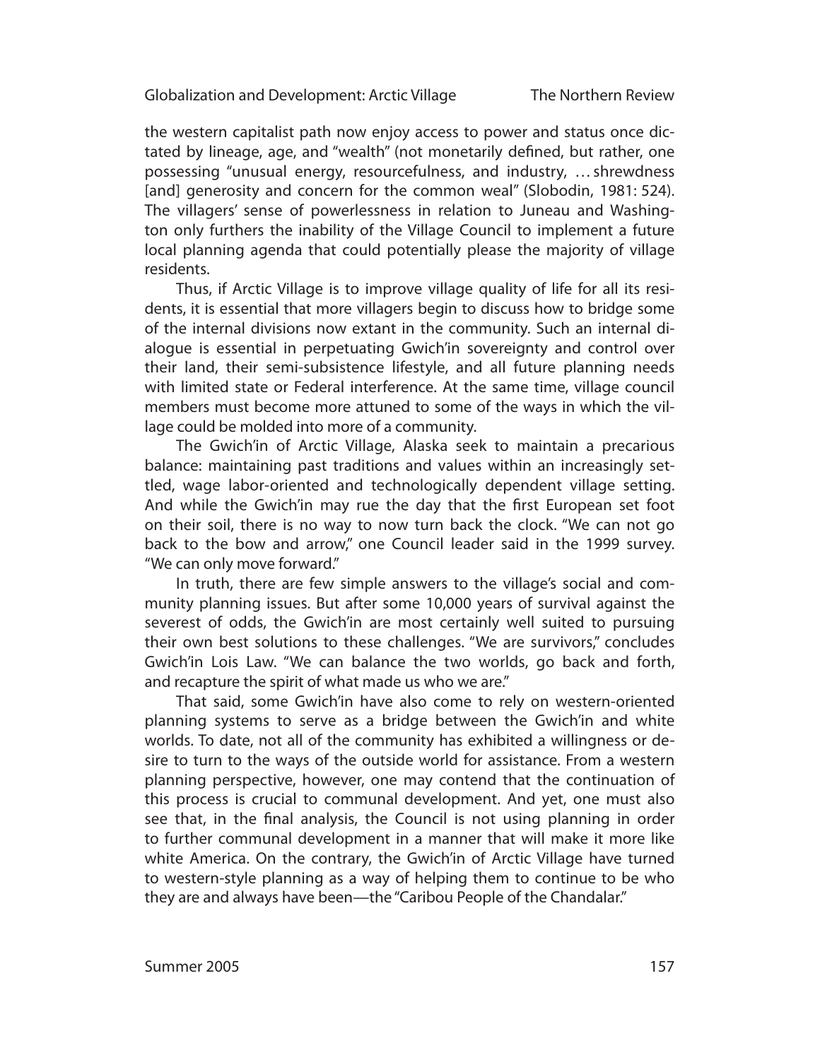the western capitalist path now enjoy access to power and status once dictated by lineage, age, and "wealth" (not monetarily defined, but rather, one possessing "unusual energy, resourcefulness, and industry, … shrewdness [and] generosity and concern for the common weal" (Slobodin, 1981: 524). The villagers' sense of powerlessness in relation to Juneau and Washington only furthers the inability of the Village Council to implement a future local planning agenda that could potentially please the majority of village residents.

Thus, if Arctic Village is to improve village quality of life for all its residents, it is essential that more villagers begin to discuss how to bridge some of the internal divisions now extant in the community. Such an internal dialogue is essential in perpetuating Gwich'in sovereignty and control over their land, their semi-subsistence lifestyle, and all future planning needs with limited state or Federal interference. At the same time, village council members must become more attuned to some of the ways in which the village could be molded into more of a community.

The Gwich'in of Arctic Village, Alaska seek to maintain a precarious balance: maintaining past traditions and values within an increasingly settled, wage labor-oriented and technologically dependent village setting. And while the Gwich'in may rue the day that the first European set foot on their soil, there is no way to now turn back the clock. "We can not go back to the bow and arrow," one Council leader said in the 1999 survey. "We can only move forward."

In truth, there are few simple answers to the village's social and community planning issues. But after some 10,000 years of survival against the severest of odds, the Gwich'in are most certainly well suited to pursuing their own best solutions to these challenges. "We are survivors," concludes Gwich'in Lois Law. "We can balance the two worlds, go back and forth, and recapture the spirit of what made us who we are."

That said, some Gwich'in have also come to rely on western-oriented planning systems to serve as a bridge between the Gwich'in and white worlds. To date, not all of the community has exhibited a willingness or desire to turn to the ways of the outside world for assistance. From a western planning perspective, however, one may contend that the continuation of this process is crucial to communal development. And yet, one must also see that, in the final analysis, the Council is not using planning in order to further communal development in a manner that will make it more like white America. On the contrary, the Gwich'in of Arctic Village have turned to western-style planning as a way of helping them to continue to be who they are and always have been—the "Caribou People of the Chandalar."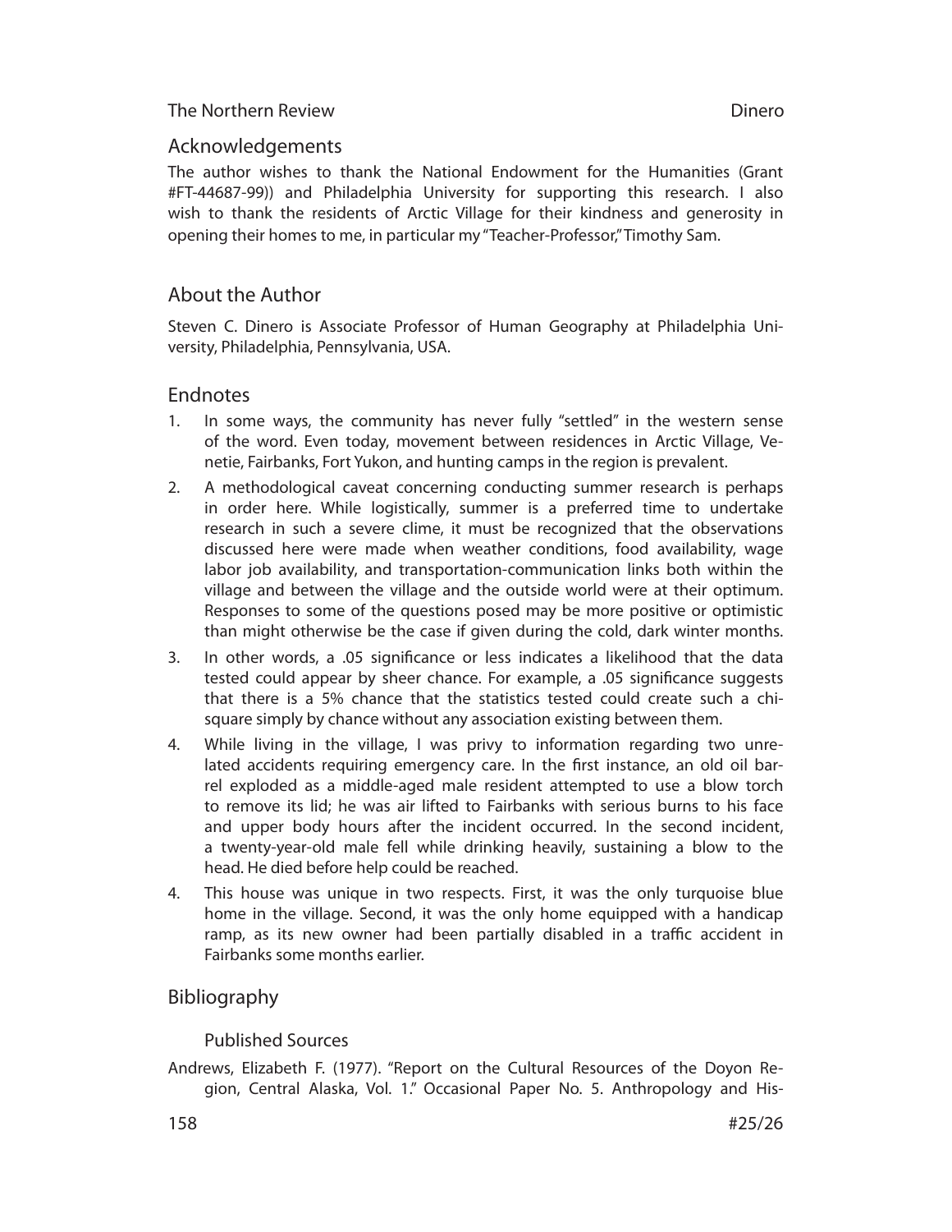## Acknowledgements

The author wishes to thank the National Endowment for the Humanities (Grant #FT-44687-99)) and Philadelphia University for supporting this research. I also wish to thank the residents of Arctic Village for their kindness and generosity in opening their homes to me, in particular my "Teacher-Professor," Timothy Sam.

## About the Author

Steven C. Dinero is Associate Professor of Human Geography at Philadelphia University, Philadelphia, Pennsylvania, USA.

## Endnotes

1. In some ways, the community has never fully "settled" in the western sense of the word. Even today, movement between residences in Arctic Village, Venetie, Fairbanks, Fort Yukon, and hunting camps in the region is prevalent.
2. A methodological caveat concerning conducting summer research is perhaps in order here. While logistically, summer is a preferred time to undertake research in such a severe clime, it must be recognized that the observations discussed here were made when weather conditions, food availability, wage labor job availability, and transportation-communication links both within the village and between the village and the outside world were at their optimum. Responses to some of the questions posed may be more positive or optimistic than might otherwise be the case if given during the cold, dark winter months.
3. In other words, a .05 significance or less indicates a likelihood that the data tested could appear by sheer chance. For example, a .05 significance suggests that there is a 5% chance that the statistics tested could create such a chi-square simply by chance without any association existing between them.
4. While living in the village, I was privy to information regarding two unrelated accidents requiring emergency care. In the first instance, an old oil barrel exploded as a middle-aged male resident attempted to use a blow torch to remove its lid; he was air lifted to Fairbanks with serious burns to his face and upper body hours after the incident occurred. In the second incident, a twenty-year-old male fell while drinking heavily, sustaining a blow to the head. He died before help could be reached.
4. This house was unique in two respects. First, it was the only turquoise blue home in the village. Second, it was the only home equipped with a handicap ramp, as its new owner had been partially disabled in a traffic accident in Fairbanks some months earlier.

## Bibliography

### Published Sources

Andrews, Elizabeth F. (1977). "Report on the Cultural Resources of the Doyon Region, Central Alaska, Vol. 1." Occasional Paper No. 5. Anthropology and His-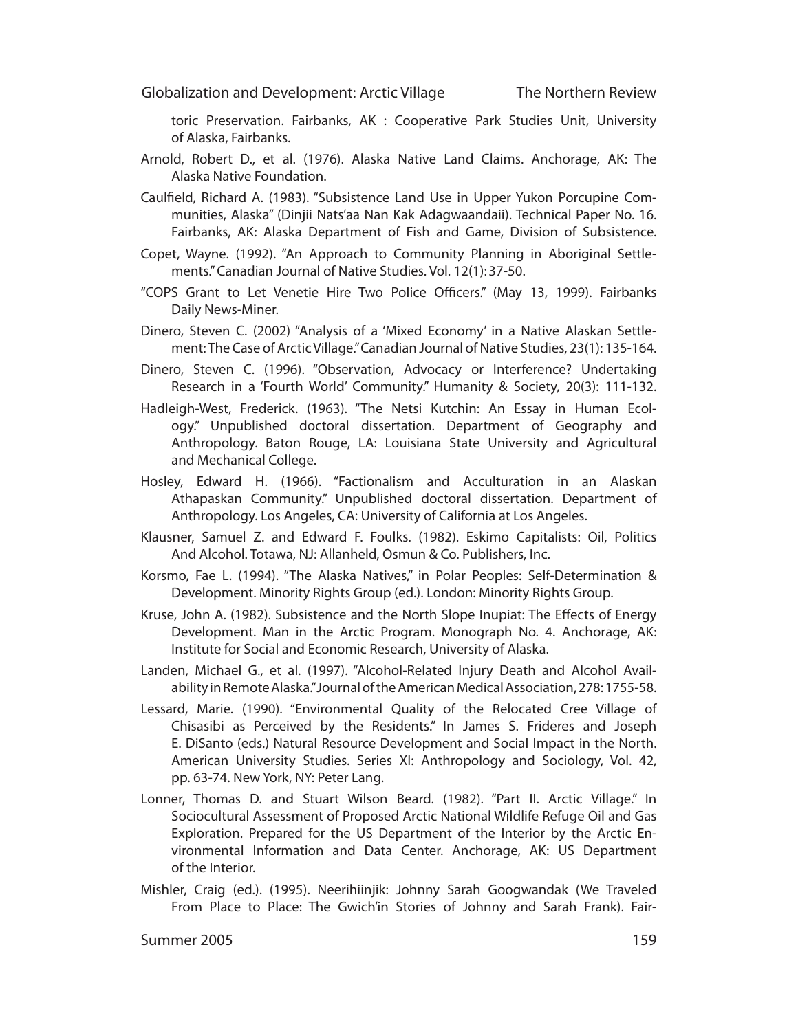toric Preservation. Fairbanks, AK : Cooperative Park Studies Unit, University of Alaska, Fairbanks.

Arnold, Robert D., et al. (1976). Alaska Native Land Claims. Anchorage, AK: The Alaska Native Foundation.

Caulfield, Richard A. (1983). "Subsistence Land Use in Upper Yukon Porcupine Communities, Alaska" (Dinjii Nats'aa Nan Kak Adagwaandaii). Technical Paper No. 16. Fairbanks, AK: Alaska Department of Fish and Game, Division of Subsistence.

Copet, Wayne. (1992). "An Approach to Community Planning in Aboriginal Settlements." Canadian Journal of Native Studies. Vol. 12(1): 37-50.

"COPS Grant to Let Venetie Hire Two Police Officers." (May 13, 1999). Fairbanks Daily News-Miner.

Dinero, Steven C. (2002) "Analysis of a 'Mixed Economy' in a Native Alaskan Settlement: The Case of Arctic Village." Canadian Journal of Native Studies, 23(1): 135-164.

Dinero, Steven C. (1996). "Observation, Advocacy or Interference? Undertaking Research in a 'Fourth World' Community." Humanity & Society, 20(3): 111-132.

Hadleigh-West, Frederick. (1963). "The Netsi Kutchin: An Essay in Human Ecology." Unpublished doctoral dissertation. Department of Geography and Anthropology. Baton Rouge, LA: Louisiana State University and Agricultural and Mechanical College.

Hosley, Edward H. (1966). "Factionalism and Acculturation in an Alaskan Athapaskan Community." Unpublished doctoral dissertation. Department of Anthropology. Los Angeles, CA: University of California at Los Angeles.

Klausner, Samuel Z. and Edward F. Foulks. (1982). Eskimo Capitalists: Oil, Politics And Alcohol. Totawa, NJ: Allanheld, Osmun & Co. Publishers, Inc.

Korsmo, Fae L. (1994). "The Alaska Natives," in Polar Peoples: Self-Determination & Development. Minority Rights Group (ed.). London: Minority Rights Group.

Kruse, John A. (1982). Subsistence and the North Slope Inupiat: The Effects of Energy Development. Man in the Arctic Program. Monograph No. 4. Anchorage, AK: Institute for Social and Economic Research, University of Alaska.

Landen, Michael G., et al. (1997). "Alcohol-Related Injury Death and Alcohol Availability in Remote Alaska." Journal of the American Medical Association, 278: 1755-58.

Lessard, Marie. (1990). "Environmental Quality of the Relocated Cree Village of Chisasibi as Perceived by the Residents." In James S. Frideres and Joseph E. DiSanto (eds.) Natural Resource Development and Social Impact in the North. American University Studies. Series XI: Anthropology and Sociology, Vol. 42, pp. 63-74. New York, NY: Peter Lang.

Lonner, Thomas D. and Stuart Wilson Beard. (1982). "Part II. Arctic Village." In Sociocultural Assessment of Proposed Arctic National Wildlife Refuge Oil and Gas Exploration. Prepared for the US Department of the Interior by the Arctic Environmental Information and Data Center. Anchorage, AK: US Department of the Interior.

Mishler, Craig (ed.). (1995). Neerihiinjik: Johnny Sarah Googwandak (We Traveled From Place to Place: The Gwich'in Stories of Johnny and Sarah Frank). Fair-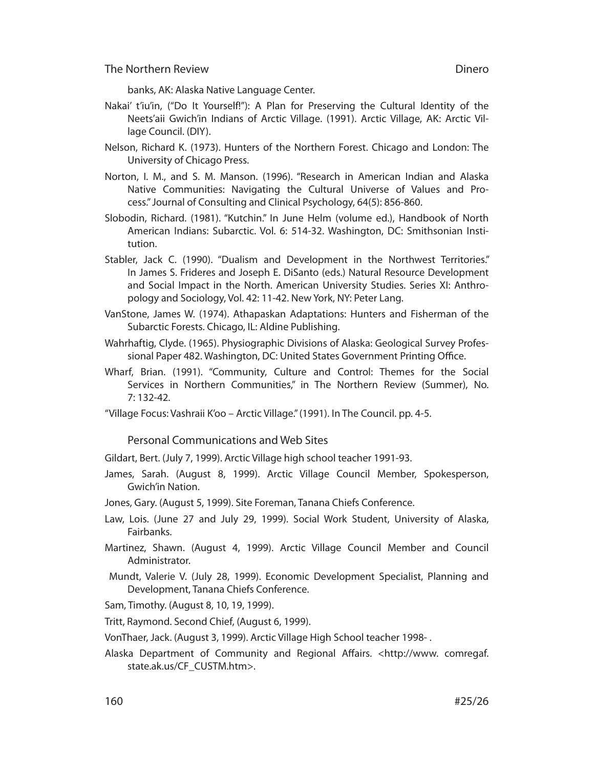banks, AK: Alaska Native Language Center.

Nakai' t'iu'in, ("Do It Yourself!"): A Plan for Preserving the Cultural Identity of the Neets'aii Gwich'in Indians of Arctic Village. (1991). Arctic Village, AK: Arctic Village Council. (DIY).

Nelson, Richard K. (1973). Hunters of the Northern Forest. Chicago and London: The University of Chicago Press.

Norton, I. M., and S. M. Manson. (1996). "Research in American Indian and Alaska Native Communities: Navigating the Cultural Universe of Values and Process." Journal of Consulting and Clinical Psychology, 64(5): 856-860.

Slobodin, Richard. (1981). "Kutchin." In June Helm (volume ed.), Handbook of North American Indians: Subarctic. Vol. 6: 514-32. Washington, DC: Smithsonian Institution.

Stabler, Jack C. (1990). "Dualism and Development in the Northwest Territories." In James S. Frideres and Joseph E. DiSanto (eds.) Natural Resource Development and Social Impact in the North. American University Studies. Series XI: Anthropology and Sociology, Vol. 42: 11-42. New York, NY: Peter Lang.

VanStone, James W. (1974). Athapaskan Adaptations: Hunters and Fisherman of the Subarctic Forests. Chicago, IL: Aldine Publishing.

Wahrhaftig, Clyde. (1965). Physiographic Divisions of Alaska: Geological Survey Professional Paper 482. Washington, DC: United States Government Printing Office.

Wharf, Brian. (1991). "Community, Culture and Control: Themes for the Social Services in Northern Communities," in The Northern Review (Summer), No. 7: 132-42.

"Village Focus: Vashraii K'oo – Arctic Village." (1991). In The Council. pp. 4-5.

### Personal Communications and Web Sites

Gildart, Bert. (July 7, 1999). Arctic Village high school teacher 1991-93.

James, Sarah. (August 8, 1999). Arctic Village Council Member, Spokesperson, Gwich'in Nation.

Jones, Gary. (August 5, 1999). Site Foreman, Tanana Chiefs Conference.

Law, Lois. (June 27 and July 29, 1999). Social Work Student, University of Alaska, Fairbanks.

Martinez, Shawn. (August 4, 1999). Arctic Village Council Member and Council Administrator.

Mundt, Valerie V. (July 28, 1999). Economic Development Specialist, Planning and Development, Tanana Chiefs Conference.

Sam, Timothy. (August 8, 10, 19, 1999).

Tritt, Raymond. Second Chief, (August 6, 1999).

VonThaer, Jack. (August 3, 1999). Arctic Village High School teacher 1998- .

Alaska Department of Community and Regional Affairs. <http://www. comregaf. state.ak.us/CF_CUSTM.htm>.